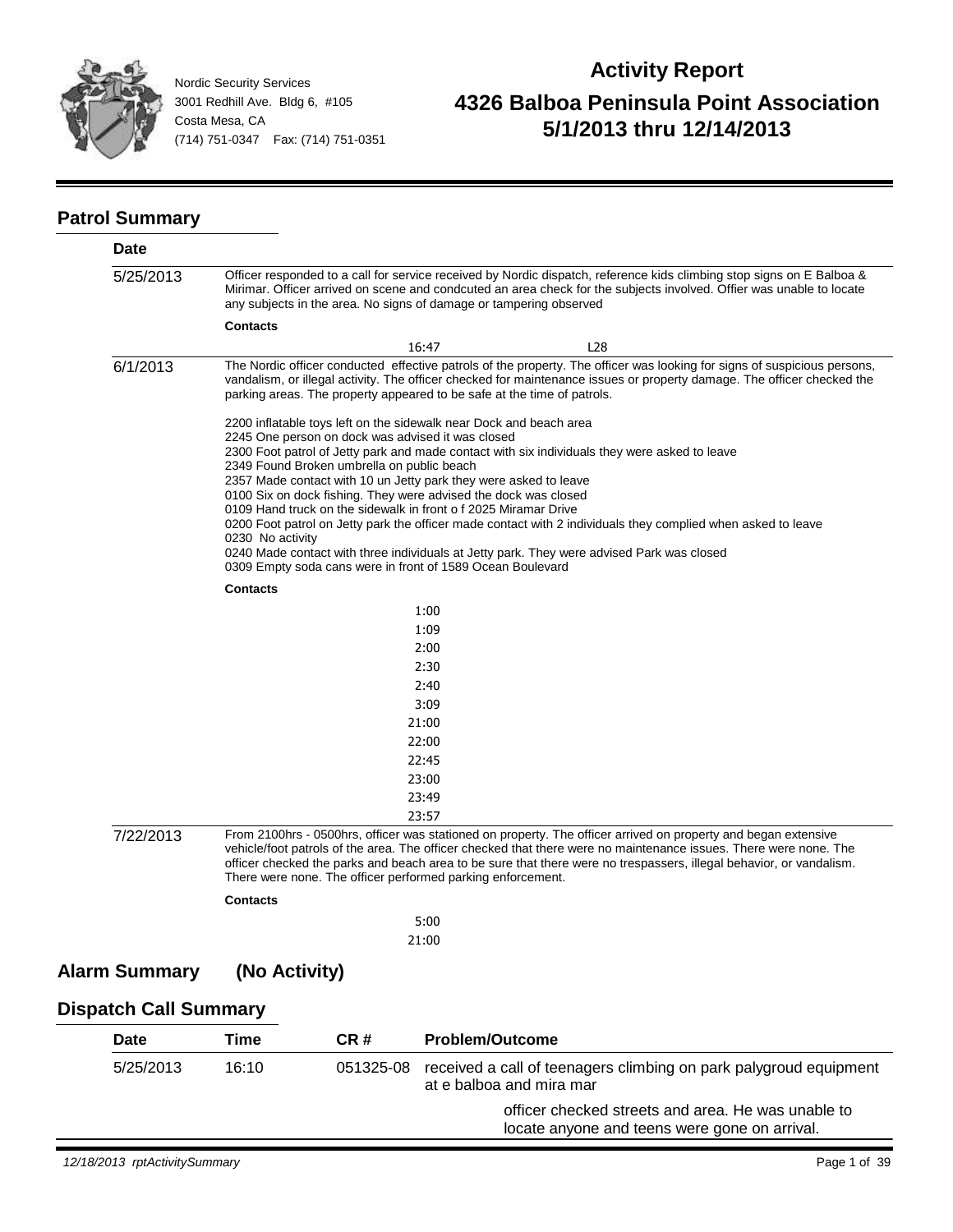Nordic Security Services
3001 Redhill Ave. Bldg 6, #105
Costa Mesa, CA
(714) 751-0347 Fax: (714) 751-0351

# Activity Report

## 4326 Balboa Peninsula Point Association
## 5/1/2013 thru 12/14/2013

## Patrol Summary

**Date**

**5/25/2013**

Officer responded to a call for service received by Nordic dispatch, reference kids climbing stop signs on E Balboa & Mirimar. Officer arrived on scene and condcuted an area check for the subjects involved. Offier was unable to locate any subjects in the area. No signs of damage or tampering observed

**Contacts**

16:47 L28

**6/1/2013**

The Nordic officer conducted effective patrols of the property. The officer was looking for signs of suspicious persons, vandalism, or illegal activity. The officer checked for maintenance issues or property damage. The officer checked the parking areas. The property appeared to be safe at the time of patrols.

2200 inflatable toys left on the sidewalk near Dock and beach area
2245 One person on dock was advised it was closed
2300 Foot patrol of Jetty park and made contact with six individuals they were asked to leave
2349 Found Broken umbrella on public beach
2357 Made contact with 10 un Jetty park they were asked to leave
0100 Six on dock fishing. They were advised the dock was closed
0109 Hand truck on the sidewalk in front o f 2025 Miramar Drive
0200 Foot patrol on Jetty park the officer made contact with 2 individuals they complied when asked to leave
0230 No activity
0240 Made contact with three individuals at Jetty park. They were advised Park was closed
0309 Empty soda cans were in front of 1589 Ocean Boulevard

**Contacts**

1:00
1:09
2:00
2:30
2:40
3:09
21:00
22:00
22:45
23:00
23:49
23:57

**7/22/2013**

From 2100hrs - 0500hrs, officer was stationed on property. The officer arrived on property and began extensive vehicle/foot patrols of the area. The officer checked that there were no maintenance issues. There were none. The officer checked the parks and beach area to be sure that there were no trespassers, illegal behavior, or vandalism. There were none. The officer performed parking enforcement.

**Contacts**

5:00
21:00

## Alarm Summary (No Activity)

## Dispatch Call Summary

| Date | Time | CR # | Problem/Outcome |
|---|---|---|---|
| 5/25/2013 | 16:10 | 051325-08 | received a call of teenagers climbing on park palygroud equipment at e balboa and mira mar<br>officer checked streets and area. He was unable to locate anyone and teens were gone on arrival. |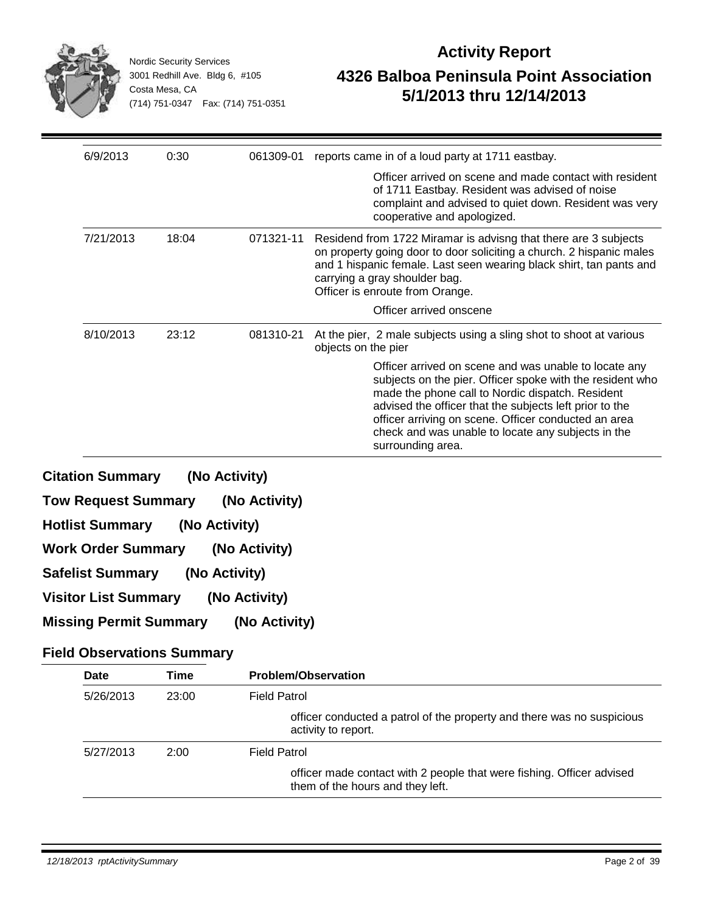| | | | |
|---|---|---|---|
| 6/9/2013 | 0:30 | 061309-01 | reports came in of a loud party at 1711 eastbay. |
| | | | Officer arrived on scene and made contact with resident of 1711 Eastbay. Resident was advised of noise complaint and advised to quiet down. Resident was very cooperative and apologized. |
| 7/21/2013 | 18:04 | 071321-11 | Residend from 1722 Miramar is advisng that there are 3 subjects on property going door to door soliciting a church. 2 hispanic males and 1 hispanic female. Last seen wearing black shirt, tan pants and carrying a gray shoulder bag.<br>Officer is enroute from Orange. |
| | | | Officer arrived onscene |
| 8/10/2013 | 23:12 | 081310-21 | At the pier, 2 male subjects using a sling shot to shoot at various objects on the pier |
| | | | Officer arrived on scene and was unable to locate any subjects on the pier. Officer spoke with the resident who made the phone call to Nordic dispatch. Resident advised the officer that the subjects left prior to the officer arriving on scene. Officer conducted an area check and was unable to locate any subjects in the surrounding area. |

**Citation Summary (No Activity)**

**Tow Request Summary (No Activity)**

**Hotlist Summary (No Activity)**

**Work Order Summary (No Activity)**

**Safelist Summary (No Activity)**

**Visitor List Summary (No Activity)**

**Missing Permit Summary (No Activity)**

## Field Observations Summary

| Date | Time | Problem/Observation |
|---|---|---|
| 5/26/2013 | 23:00 | Field Patrol |
| | | officer conducted a patrol of the property and there was no suspicious activity to report. |
| 5/27/2013 | 2:00 | Field Patrol |
| | | officer made contact with 2 people that were fishing. Officer advised them of the hours and they left. |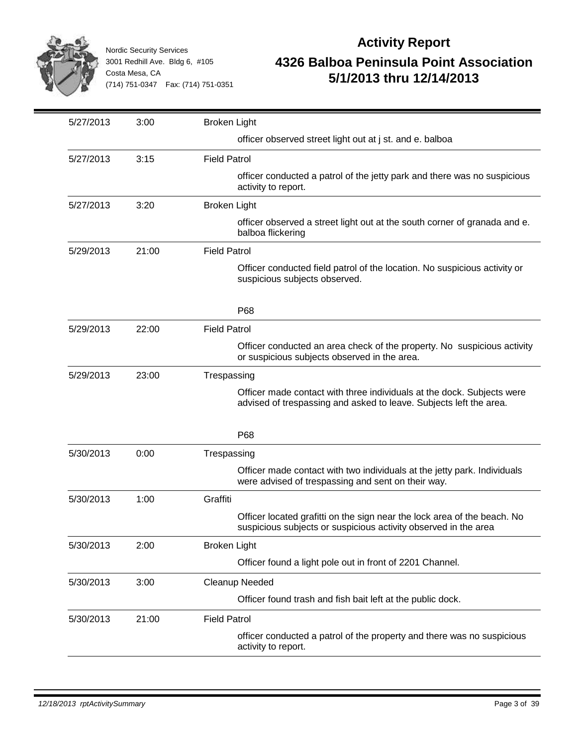Nordic Security Services
3001 Redhill Ave. Bldg 6, #105
Costa Mesa, CA
(714) 751-0347 Fax: (714) 751-0351

# Activity Report

## 4326 Balboa Peninsula Point Association
## 5/1/2013 thru 12/14/2013

| Date | Time | Activity |
|---|---|---|
| 5/27/2013 | 3:00 | Broken Light<br>officer observed street light out at j st. and e. balboa |
| 5/27/2013 | 3:15 | Field Patrol<br>officer conducted a patrol of the jetty park and there was no suspicious activity to report. |
| 5/27/2013 | 3:20 | Broken Light<br>officer observed a street light out at the south corner of granada and e. balboa flickering |
| 5/29/2013 | 21:00 | Field Patrol<br>Officer conducted field patrol of the location. No suspicious activity or suspicious subjects observed.<br><br>P68 |
| 5/29/2013 | 22:00 | Field Patrol<br>Officer conducted an area check of the property. No suspicious activity or suspicious subjects observed in the area. |
| 5/29/2013 | 23:00 | Trespassing<br>Officer made contact with three individuals at the dock. Subjects were advised of trespassing and asked to leave. Subjects left the area.<br><br>P68 |
| 5/30/2013 | 0:00 | Trespassing<br>Officer made contact with two individuals at the jetty park. Individuals were advised of trespassing and sent on their way. |
| 5/30/2013 | 1:00 | Graffiti<br>Officer located grafitti on the sign near the lock area of the beach. No suspicious subjects or suspicious activity observed in the area |
| 5/30/2013 | 2:00 | Broken Light<br>Officer found a light pole out in front of 2201 Channel. |
| 5/30/2013 | 3:00 | Cleanup Needed<br>Officer found trash and fish bait left at the public dock. |
| 5/30/2013 | 21:00 | Field Patrol<br>officer conducted a patrol of the property and there was no suspicious activity to report. |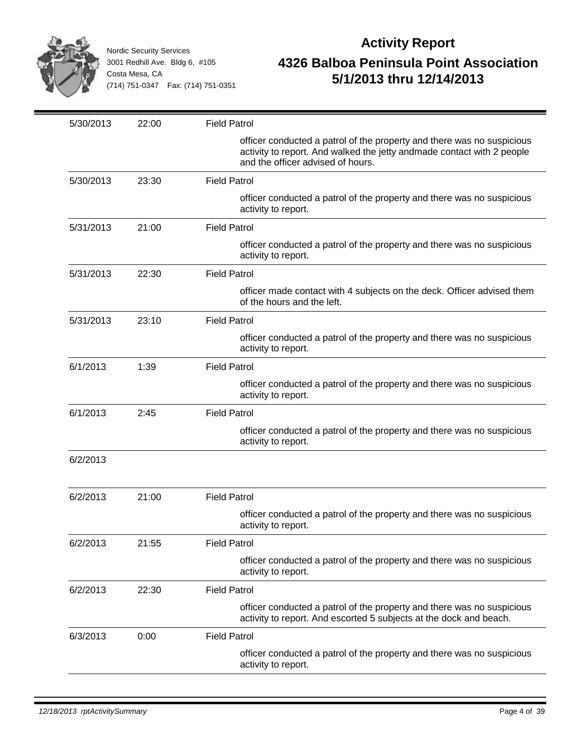Nordic Security Services
3001 Redhill Ave. Bldg 6, #105
Costa Mesa, CA
(714) 751-0347 Fax: (714) 751-0351

# Activity Report

## 4326 Balboa Peninsula Point Association
## 5/1/2013 thru 12/14/2013

| Date | Time | Activity |
|---|---|---|
| 5/30/2013 | 22:00 | Field Patrol |
| | | officer conducted a patrol of the property and there was no suspicious activity to report. And walked the jetty andmade contact with 2 people and the officer advised of hours. |
| 5/30/2013 | 23:30 | Field Patrol |
| | | officer conducted a patrol of the property and there was no suspicious activity to report. |
| 5/31/2013 | 21:00 | Field Patrol |
| | | officer conducted a patrol of the property and there was no suspicious activity to report. |
| 5/31/2013 | 22:30 | Field Patrol |
| | | officer made contact with 4 subjects on the deck. Officer advised them of the hours and the left. |
| 5/31/2013 | 23:10 | Field Patrol |
| | | officer conducted a patrol of the property and there was no suspicious activity to report. |
| 6/1/2013 | 1:39 | Field Patrol |
| | | officer conducted a patrol of the property and there was no suspicious activity to report. |
| 6/1/2013 | 2:45 | Field Patrol |
| | | officer conducted a patrol of the property and there was no suspicious activity to report. |
| 6/2/2013 | | |
| 6/2/2013 | 21:00 | Field Patrol |
| | | officer conducted a patrol of the property and there was no suspicious activity to report. |
| 6/2/2013 | 21:55 | Field Patrol |
| | | officer conducted a patrol of the property and there was no suspicious activity to report. |
| 6/2/2013 | 22:30 | Field Patrol |
| | | officer conducted a patrol of the property and there was no suspicious activity to report. And escorted 5 subjects at the dock and beach. |
| 6/3/2013 | 0:00 | Field Patrol |
| | | officer conducted a patrol of the property and there was no suspicious activity to report. |

*12/18/2013 rptActivitySummary*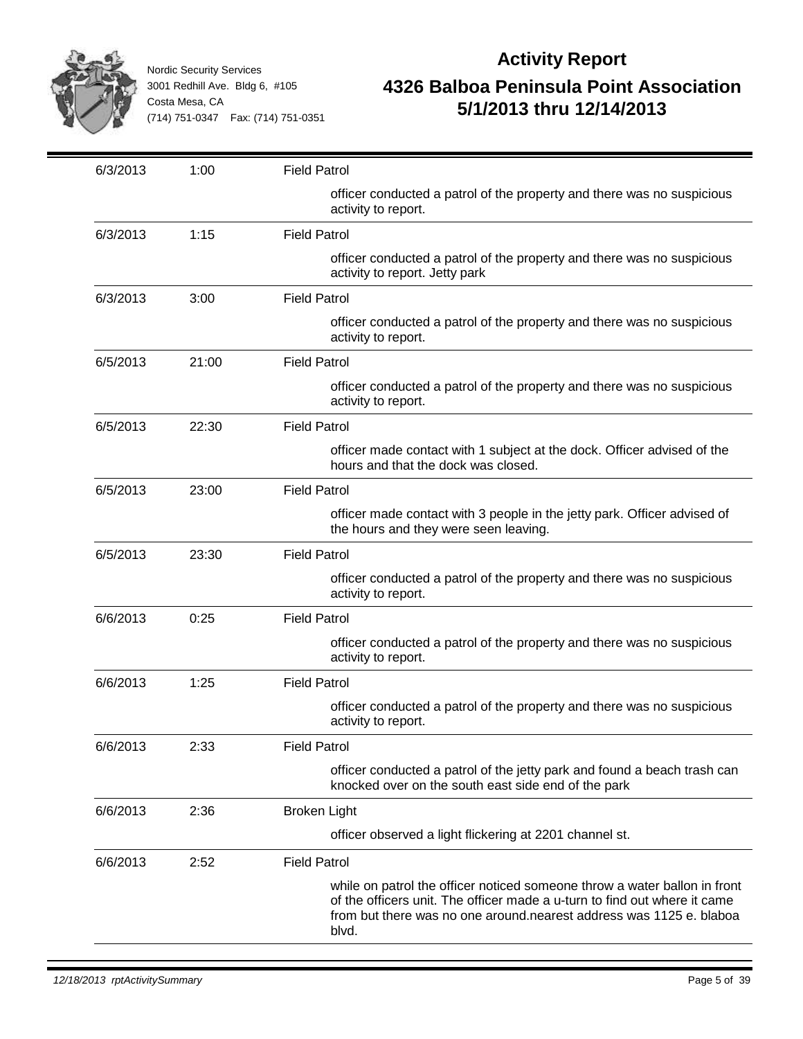Nordic Security Services
3001 Redhill Ave. Bldg 6, #105
Costa Mesa, CA
(714) 751-0347 Fax: (714) 751-0351

# Activity Report

## 4326 Balboa Peninsula Point Association
## 5/1/2013 thru 12/14/2013

| Date | Time | Activity |
|---|---|---|
| 6/3/2013 | 1:00 | Field Patrol<br>officer conducted a patrol of the property and there was no suspicious activity to report. |
| 6/3/2013 | 1:15 | Field Patrol<br>officer conducted a patrol of the property and there was no suspicious activity to report. Jetty park |
| 6/3/2013 | 3:00 | Field Patrol<br>officer conducted a patrol of the property and there was no suspicious activity to report. |
| 6/5/2013 | 21:00 | Field Patrol<br>officer conducted a patrol of the property and there was no suspicious activity to report. |
| 6/5/2013 | 22:30 | Field Patrol<br>officer made contact with 1 subject at the dock. Officer advised of the hours and that the dock was closed. |
| 6/5/2013 | 23:00 | Field Patrol<br>officer made contact with 3 people in the jetty park. Officer advised of the hours and they were seen leaving. |
| 6/5/2013 | 23:30 | Field Patrol<br>officer conducted a patrol of the property and there was no suspicious activity to report. |
| 6/6/2013 | 0:25 | Field Patrol<br>officer conducted a patrol of the property and there was no suspicious activity to report. |
| 6/6/2013 | 1:25 | Field Patrol<br>officer conducted a patrol of the property and there was no suspicious activity to report. |
| 6/6/2013 | 2:33 | Field Patrol<br>officer conducted a patrol of the jetty park and found a beach trash can knocked over on the south east side end of the park |
| 6/6/2013 | 2:36 | Broken Light<br>officer observed a light flickering at 2201 channel st. |
| 6/6/2013 | 2:52 | Field Patrol<br>while on patrol the officer noticed someone throw a water ballon in front of the officers unit. The officer made a u-turn to find out where it came from but there was no one around.nearest address was 1125 e. blaboa blvd. |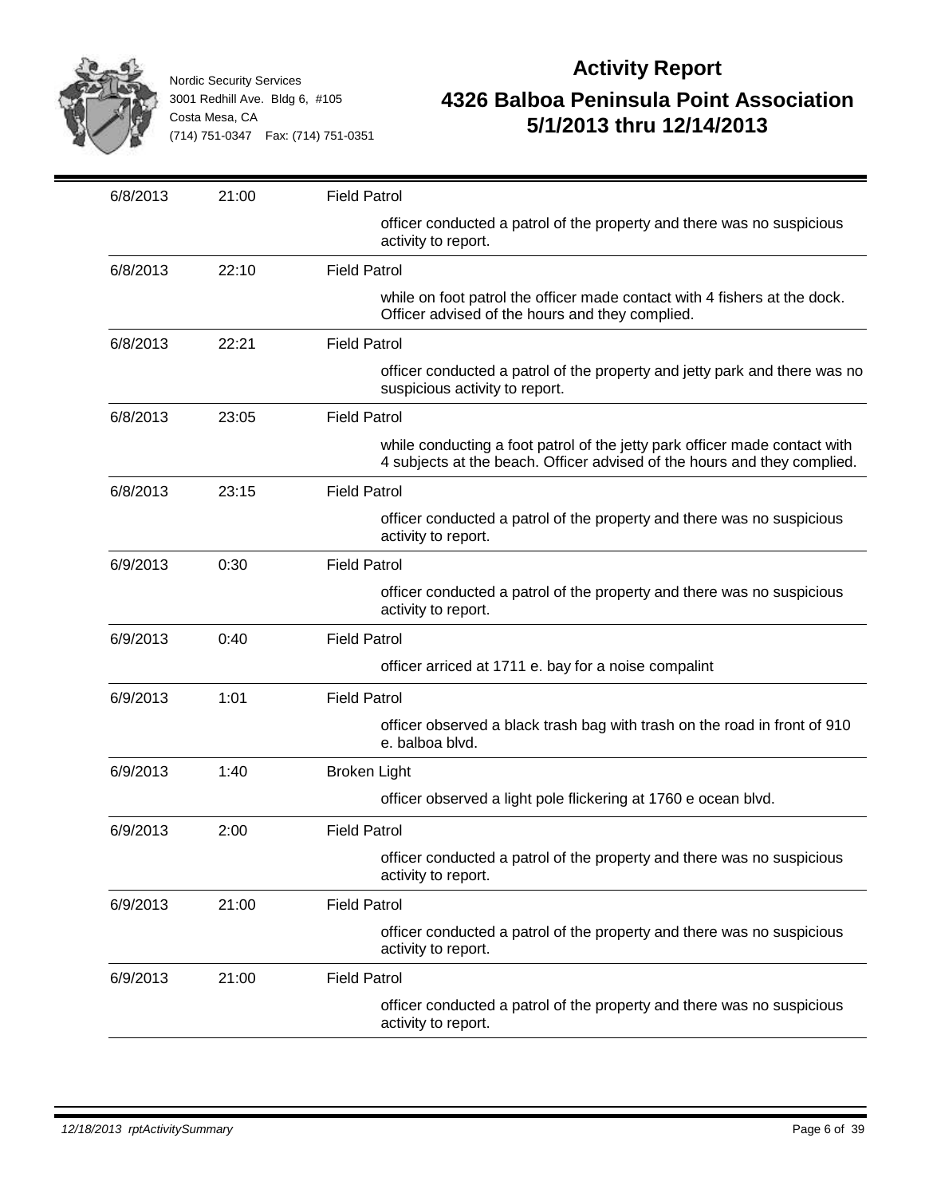Nordic Security Services
3001 Redhill Ave. Bldg 6, #105
Costa Mesa, CA
(714) 751-0347 Fax: (714) 751-0351

# Activity Report

## 4326 Balboa Peninsula Point Association
## 5/1/2013 thru 12/14/2013

| Date | Time | Activity |
|---|---|---|
| 6/8/2013 | 21:00 | Field Patrol |
| | | officer conducted a patrol of the property and there was no suspicious activity to report. |
| 6/8/2013 | 22:10 | Field Patrol |
| | | while on foot patrol the officer made contact with 4 fishers at the dock. Officer advised of the hours and they complied. |
| 6/8/2013 | 22:21 | Field Patrol |
| | | officer conducted a patrol of the property and jetty park and there was no suspicious activity to report. |
| 6/8/2013 | 23:05 | Field Patrol |
| | | while conducting a foot patrol of the jetty park officer made contact with 4 subjects at the beach. Officer advised of the hours and they complied. |
| 6/8/2013 | 23:15 | Field Patrol |
| | | officer conducted a patrol of the property and there was no suspicious activity to report. |
| 6/9/2013 | 0:30 | Field Patrol |
| | | officer conducted a patrol of the property and there was no suspicious activity to report. |
| 6/9/2013 | 0:40 | Field Patrol |
| | | officer arriced at 1711 e. bay for a noise compalint |
| 6/9/2013 | 1:01 | Field Patrol |
| | | officer observed a black trash bag with trash on the road in front of 910 e. balboa blvd. |
| 6/9/2013 | 1:40 | Broken Light |
| | | officer observed a light pole flickering at 1760 e ocean blvd. |
| 6/9/2013 | 2:00 | Field Patrol |
| | | officer conducted a patrol of the property and there was no suspicious activity to report. |
| 6/9/2013 | 21:00 | Field Patrol |
| | | officer conducted a patrol of the property and there was no suspicious activity to report. |
| 6/9/2013 | 21:00 | Field Patrol |
| | | officer conducted a patrol of the property and there was no suspicious activity to report. |

*12/18/2013 rptActivitySummary*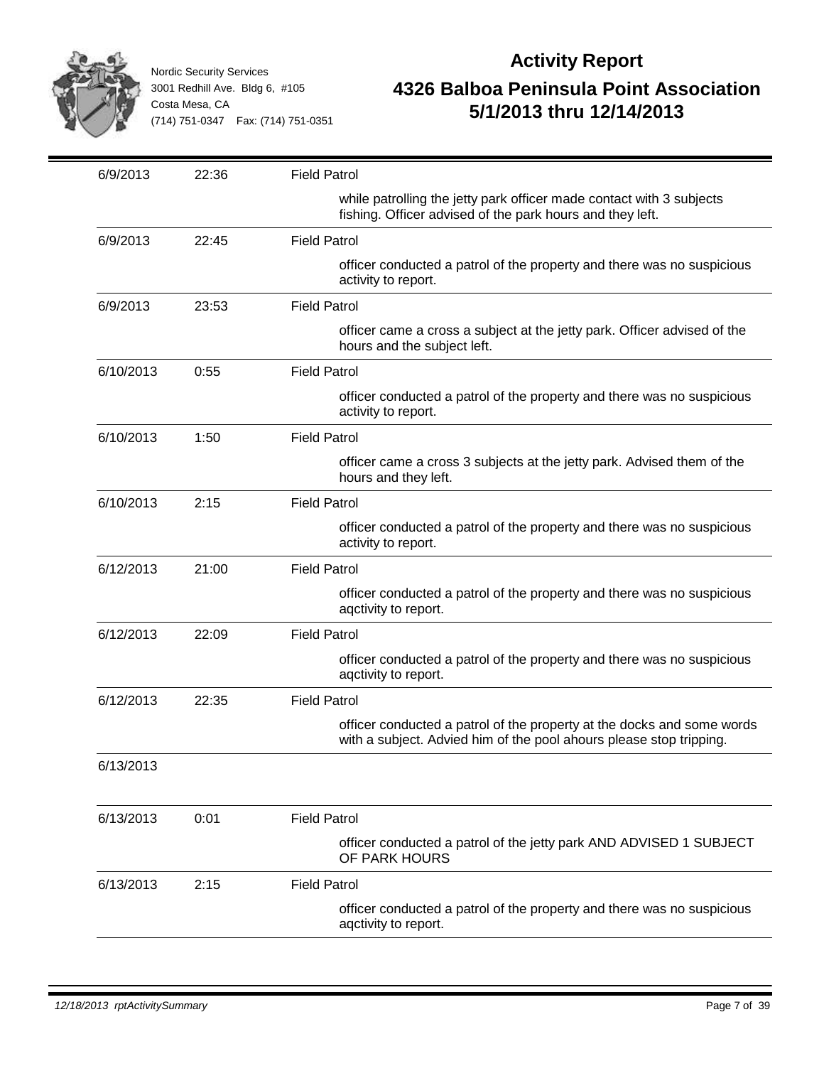Nordic Security Services
3001 Redhill Ave. Bldg 6, #105
Costa Mesa, CA
(714) 751-0347 Fax: (714) 751-0351

# Activity Report

## 4326 Balboa Peninsula Point Association
## 5/1/2013 thru 12/14/2013

| Date | Time | Activity |
|---|---|---|
| 6/9/2013 | 22:36 | Field Patrol<br>while patrolling the jetty park officer made contact with 3 subjects fishing. Officer advised of the park hours and they left. |
| 6/9/2013 | 22:45 | Field Patrol<br>officer conducted a patrol of the property and there was no suspicious activity to report. |
| 6/9/2013 | 23:53 | Field Patrol<br>officer came a cross a subject at the jetty park. Officer advised of the hours and the subject left. |
| 6/10/2013 | 0:55 | Field Patrol<br>officer conducted a patrol of the property and there was no suspicious activity to report. |
| 6/10/2013 | 1:50 | Field Patrol<br>officer came a cross 3 subjects at the jetty park. Advised them of the hours and they left. |
| 6/10/2013 | 2:15 | Field Patrol<br>officer conducted a patrol of the property and there was no suspicious activity to report. |
| 6/12/2013 | 21:00 | Field Patrol<br>officer conducted a patrol of the property and there was no suspicious aqctivity to report. |
| 6/12/2013 | 22:09 | Field Patrol<br>officer conducted a patrol of the property and there was no suspicious aqctivity to report. |
| 6/12/2013 | 22:35 | Field Patrol<br>officer conducted a patrol of the property at the docks and some words with a subject. Advied him of the pool ahours please stop tripping. |
| 6/13/2013 | | |
| 6/13/2013 | 0:01 | Field Patrol<br>officer conducted a patrol of the jetty park AND ADVISED 1 SUBJECT OF PARK HOURS |
| 6/13/2013 | 2:15 | Field Patrol<br>officer conducted a patrol of the property and there was no suspicious aqctivity to report. |

12/18/2013 rptActivitySummary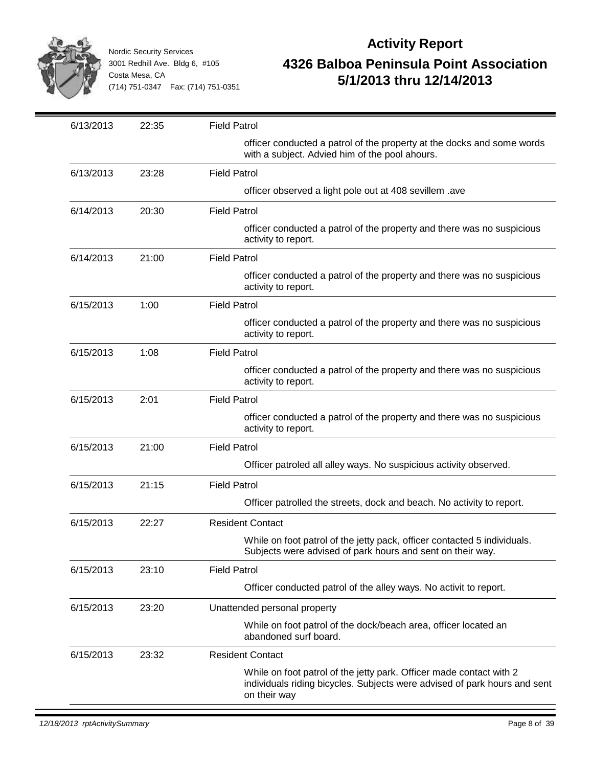| Date | Time | Activity |
|---|---|---|
| 6/13/2013 | 22:35 | Field Patrol |
| | | officer conducted a patrol of the property at the docks and some words with a subject. Advied him of the pool ahours. |
| 6/13/2013 | 23:28 | Field Patrol |
| | | officer observed a light pole out at 408 sevillem .ave |
| 6/14/2013 | 20:30 | Field Patrol |
| | | officer conducted a patrol of the property and there was no suspicious activity to report. |
| 6/14/2013 | 21:00 | Field Patrol |
| | | officer conducted a patrol of the property and there was no suspicious activity to report. |
| 6/15/2013 | 1:00 | Field Patrol |
| | | officer conducted a patrol of the property and there was no suspicious activity to report. |
| 6/15/2013 | 1:08 | Field Patrol |
| | | officer conducted a patrol of the property and there was no suspicious activity to report. |
| 6/15/2013 | 2:01 | Field Patrol |
| | | officer conducted a patrol of the property and there was no suspicious activity to report. |
| 6/15/2013 | 21:00 | Field Patrol |
| | | Officer patroled all alley ways. No suspicious activity observed. |
| 6/15/2013 | 21:15 | Field Patrol |
| | | Officer patrolled the streets, dock and beach. No activity to report. |
| 6/15/2013 | 22:27 | Resident Contact |
| | | While on foot patrol of the jetty pack, officer contacted 5 individuals. Subjects were advised of park hours and sent on their way. |
| 6/15/2013 | 23:10 | Field Patrol |
| | | Officer conducted patrol of the alley ways. No activit to report. |
| 6/15/2013 | 23:20 | Unattended personal property |
| | | While on foot patrol of the dock/beach area, officer located an abandoned surf board. |
| 6/15/2013 | 23:32 | Resident Contact |
| | | While on foot patrol of the jetty park. Officer made contact with 2 individuals riding bicycles. Subjects were advised of park hours and sent on their way |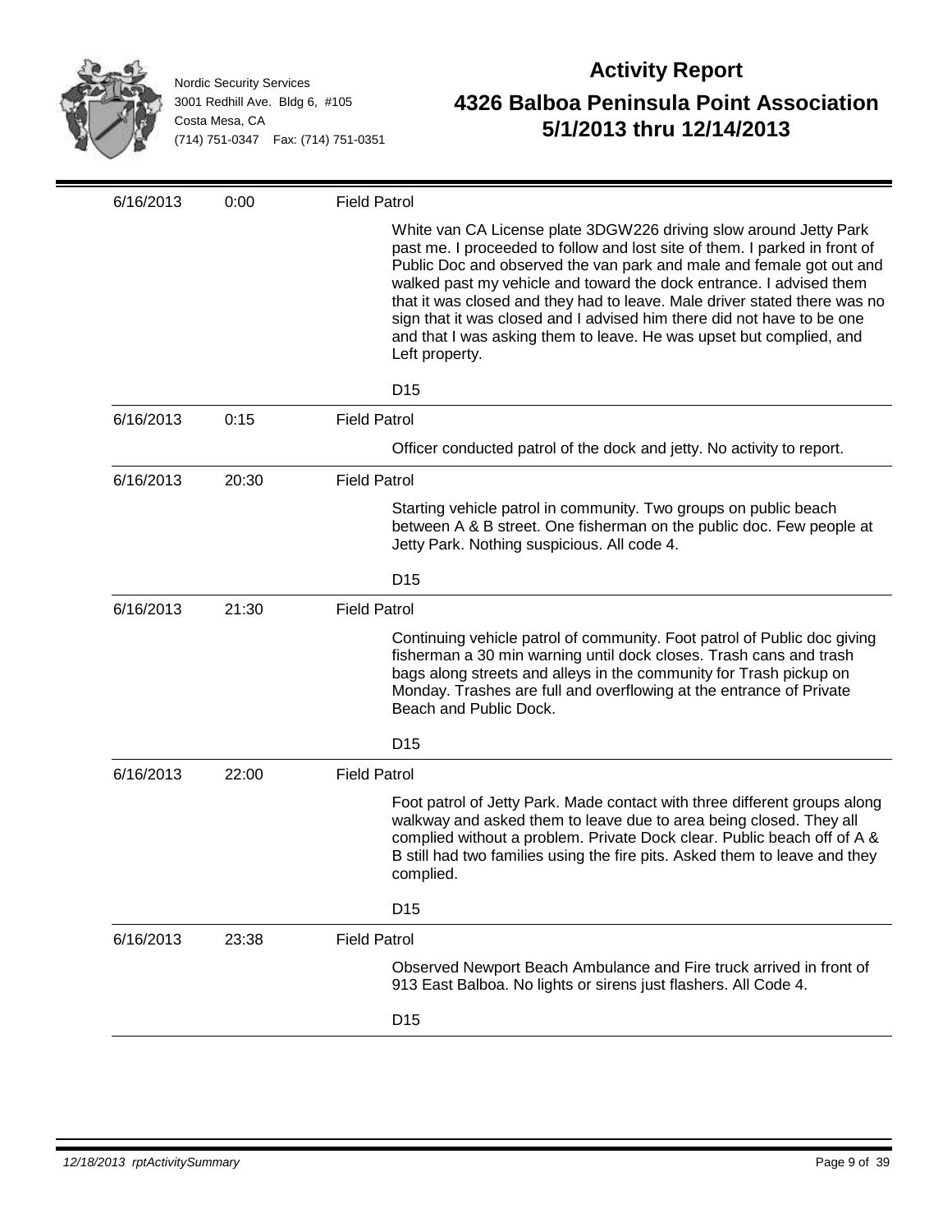| Date | Time | Activity |
|---|---|---|
| 6/16/2013 | 0:00 | Field Patrol<br><br>White van CA License plate 3DGW226 driving slow around Jetty Park past me. I proceeded to follow and lost site of them. I parked in front of Public Doc and observed the van park and male and female got out and walked past my vehicle and toward the dock entrance. I advised them that it was closed and they had to leave. Male driver stated there was no sign that it was closed and I advised him there did not have to be one and that I was asking them to leave. He was upset but complied, and Left property.<br><br>D15 |
| 6/16/2013 | 0:15 | Field Patrol<br><br>Officer conducted patrol of the dock and jetty. No activity to report. |
| 6/16/2013 | 20:30 | Field Patrol<br><br>Starting vehicle patrol in community. Two groups on public beach between A & B street. One fisherman on the public doc. Few people at Jetty Park. Nothing suspicious. All code 4.<br><br>D15 |
| 6/16/2013 | 21:30 | Field Patrol<br><br>Continuing vehicle patrol of community. Foot patrol of Public doc giving fisherman a 30 min warning until dock closes. Trash cans and trash bags along streets and alleys in the community for Trash pickup on Monday. Trashes are full and overflowing at the entrance of Private Beach and Public Dock.<br><br>D15 |
| 6/16/2013 | 22:00 | Field Patrol<br><br>Foot patrol of Jetty Park. Made contact with three different groups along walkway and asked them to leave due to area being closed. They all complied without a problem. Private Dock clear. Public beach off of A & B still had two families using the fire pits. Asked them to leave and they complied.<br><br>D15 |
| 6/16/2013 | 23:38 | Field Patrol<br><br>Observed Newport Beach Ambulance and Fire truck arrived in front of 913 East Balboa. No lights or sirens just flashers. All Code 4.<br><br>D15 |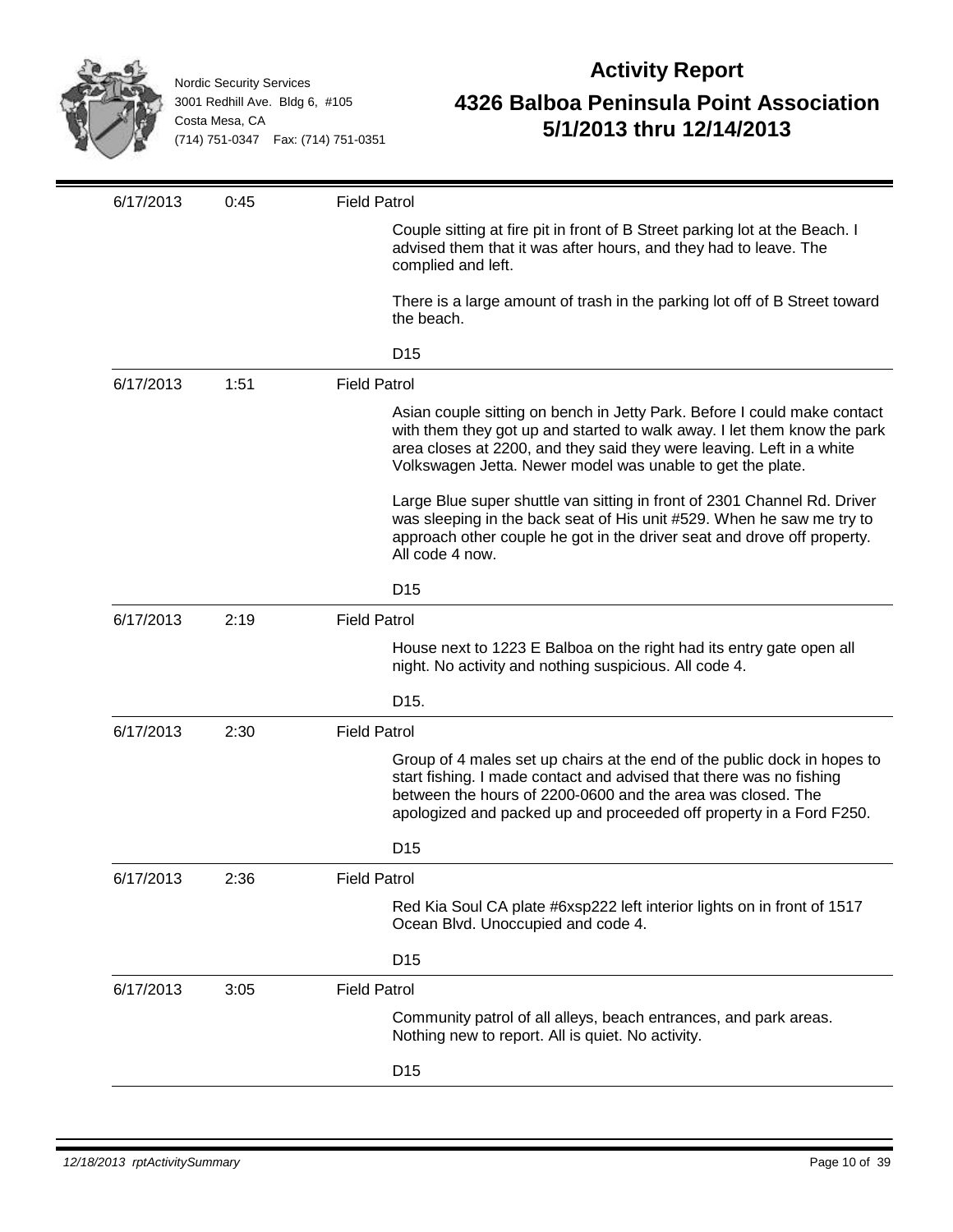Nordic Security Services
3001 Redhill Ave. Bldg 6, #105
Costa Mesa, CA
(714) 751-0347 Fax: (714) 751-0351

# Activity Report

## 4326 Balboa Peninsula Point Association
## 5/1/2013 thru 12/14/2013

| Date | Time | Activity |
|---|---|---|
| 6/17/2013 | 0:45 | **Field Patrol**<br><br>Couple sitting at fire pit in front of B Street parking lot at the Beach. I advised them that it was after hours, and they had to leave. The complied and left.<br><br>There is a large amount of trash in the parking lot off of B Street toward the beach.<br><br>D15 |
| 6/17/2013 | 1:51 | **Field Patrol**<br><br>Asian couple sitting on bench in Jetty Park. Before I could make contact with them they got up and started to walk away. I let them know the park area closes at 2200, and they said they were leaving. Left in a white Volkswagen Jetta. Newer model was unable to get the plate.<br><br>Large Blue super shuttle van sitting in front of 2301 Channel Rd. Driver was sleeping in the back seat of His unit #529. When he saw me try to approach other couple he got in the driver seat and drove off property. All code 4 now.<br><br>D15 |
| 6/17/2013 | 2:19 | **Field Patrol**<br><br>House next to 1223 E Balboa on the right had its entry gate open all night. No activity and nothing suspicious. All code 4.<br><br>D15. |
| 6/17/2013 | 2:30 | **Field Patrol**<br><br>Group of 4 males set up chairs at the end of the public dock in hopes to start fishing. I made contact and advised that there was no fishing between the hours of 2200-0600 and the area was closed. The apologized and packed up and proceeded off property in a Ford F250.<br><br>D15 |
| 6/17/2013 | 2:36 | **Field Patrol**<br><br>Red Kia Soul CA plate #6xsp222 left interior lights on in front of 1517 Ocean Blvd. Unoccupied and code 4.<br><br>D15 |
| 6/17/2013 | 3:05 | **Field Patrol**<br><br>Community patrol of all alleys, beach entrances, and park areas. Nothing new to report. All is quiet. No activity.<br><br>D15 |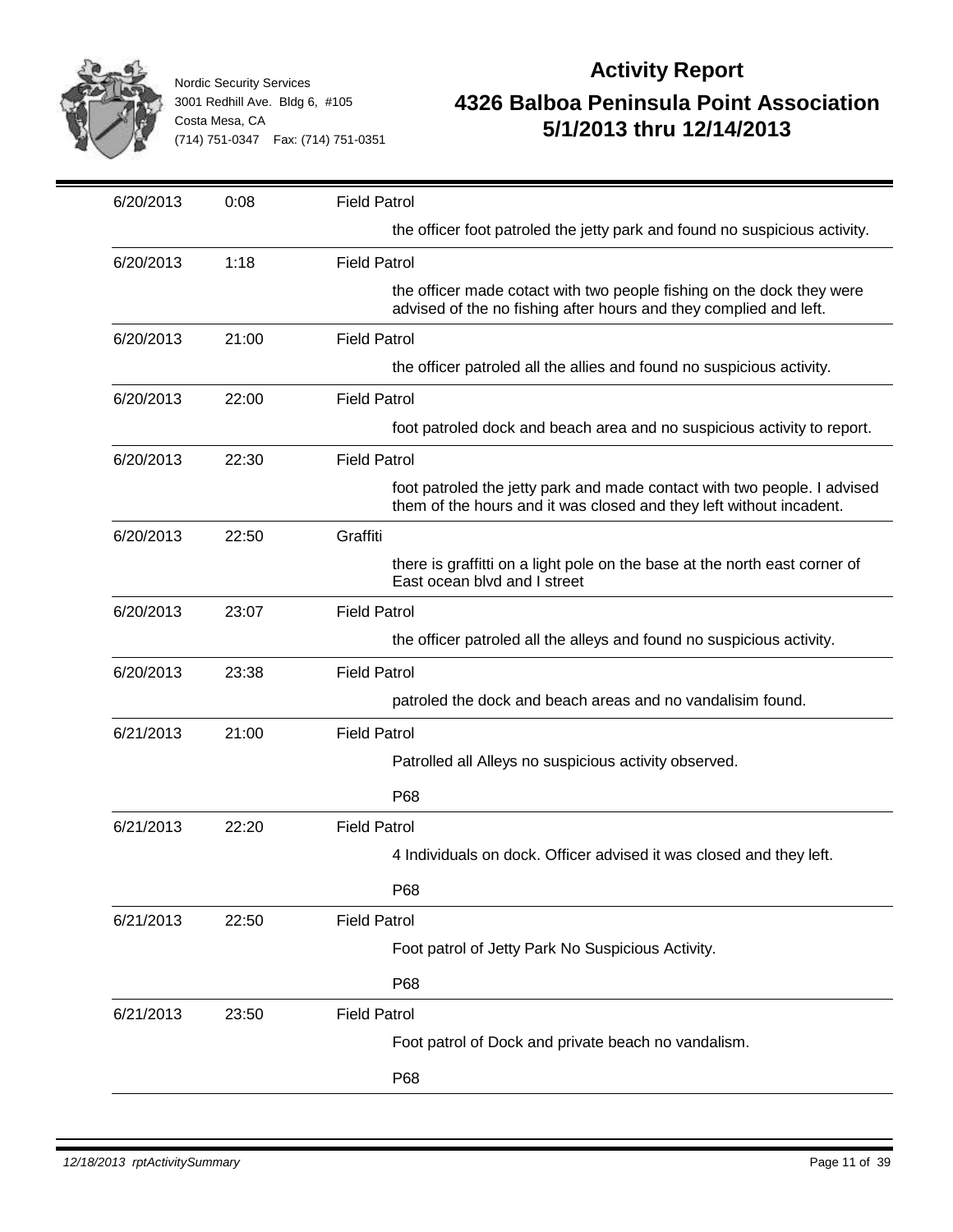Nordic Security Services
3001 Redhill Ave. Bldg 6, #105
Costa Mesa, CA
(714) 751-0347 Fax: (714) 751-0351

# Activity Report

## 4326 Balboa Peninsula Point Association
## 5/1/2013 thru 12/14/2013

| Date | Time | Activity |
|---|---|---|
| 6/20/2013 | 0:08 | Field Patrol<br>the officer foot patroled the jetty park and found no suspicious activity. |
| 6/20/2013 | 1:18 | Field Patrol<br>the officer made cotact with two people fishing on the dock they were advised of the no fishing after hours and they complied and left. |
| 6/20/2013 | 21:00 | Field Patrol<br>the officer patroled all the allies and found no suspicious activity. |
| 6/20/2013 | 22:00 | Field Patrol<br>foot patroled dock and beach area and no suspicious activity to report. |
| 6/20/2013 | 22:30 | Field Patrol<br>foot patroled the jetty park and made contact with two people. I advised them of the hours and it was closed and they left without incadent. |
| 6/20/2013 | 22:50 | Graffiti<br>there is graffitti on a light pole on the base at the north east corner of East ocean blvd and I street |
| 6/20/2013 | 23:07 | Field Patrol<br>the officer patroled all the alleys and found no suspicious activity. |
| 6/20/2013 | 23:38 | Field Patrol<br>patroled the dock and beach areas and no vandalisim found. |
| 6/21/2013 | 21:00 | Field Patrol<br>Patrolled all Alleys no suspicious activity observed.<br>P68 |
| 6/21/2013 | 22:20 | Field Patrol<br>4 Individuals on dock. Officer advised it was closed and they left.<br>P68 |
| 6/21/2013 | 22:50 | Field Patrol<br>Foot patrol of Jetty Park No Suspicious Activity.<br>P68 |
| 6/21/2013 | 23:50 | Field Patrol<br>Foot patrol of Dock and private beach no vandalism.<br>P68 |

*12/18/2013 rptActivitySummary*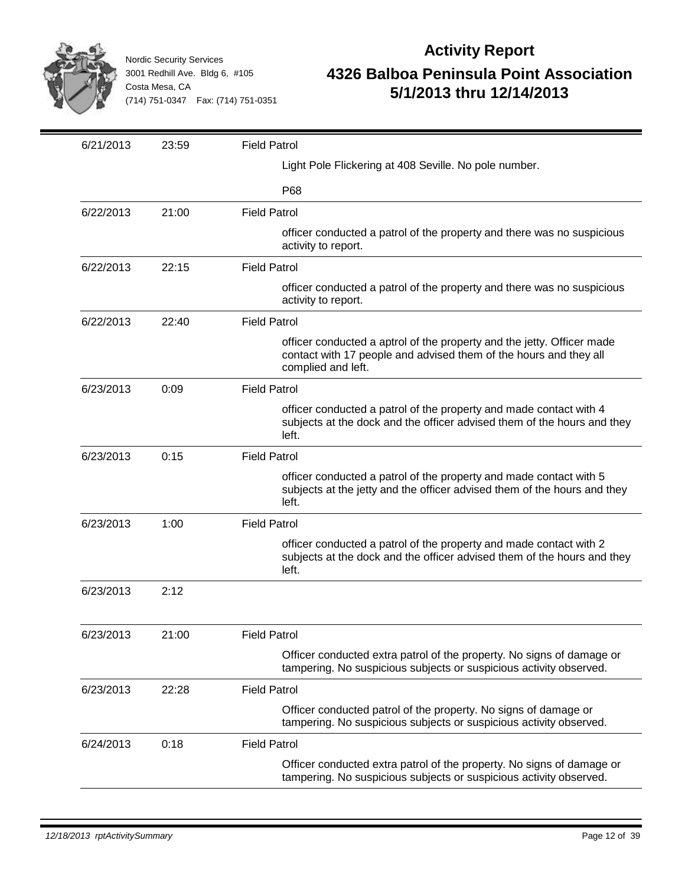# Activity Report

## 4326 Balboa Peninsula Point Association

## 5/1/2013 thru 12/14/2013

Nordic Security Services
3001 Redhill Ave. Bldg 6, #105
Costa Mesa, CA
(714) 751-0347 Fax: (714) 751-0351

| Date | Time | Activity |
|---|---|---|
| 6/21/2013 | 23:59 | Field Patrol<br>Light Pole Flickering at 408 Seville. No pole number.<br>P68 |
| 6/22/2013 | 21:00 | Field Patrol<br>officer conducted a patrol of the property and there was no suspicious activity to report. |
| 6/22/2013 | 22:15 | Field Patrol<br>officer conducted a patrol of the property and there was no suspicious activity to report. |
| 6/22/2013 | 22:40 | Field Patrol<br>officer conducted a aptrol of the property and the jetty. Officer made contact with 17 people and advised them of the hours and they all complied and left. |
| 6/23/2013 | 0:09 | Field Patrol<br>officer conducted a patrol of the property and made contact with 4 subjects at the dock and the officer advised them of the hours and they left. |
| 6/23/2013 | 0:15 | Field Patrol<br>officer conducted a patrol of the property and made contact with 5 subjects at the jetty and the officer advised them of the hours and they left. |
| 6/23/2013 | 1:00 | Field Patrol<br>officer conducted a patrol of the property and made contact with 2 subjects at the dock and the officer advised them of the hours and they left. |
| 6/23/2013 | 2:12 | |
| 6/23/2013 | 21:00 | Field Patrol<br>Officer conducted extra patrol of the property. No signs of damage or tampering. No suspicious subjects or suspicious activity observed. |
| 6/23/2013 | 22:28 | Field Patrol<br>Officer conducted patrol of the property. No signs of damage or tampering. No suspicious subjects or suspicious activity observed. |
| 6/24/2013 | 0:18 | Field Patrol<br>Officer conducted extra patrol of the property. No signs of damage or tampering. No suspicious subjects or suspicious activity observed. |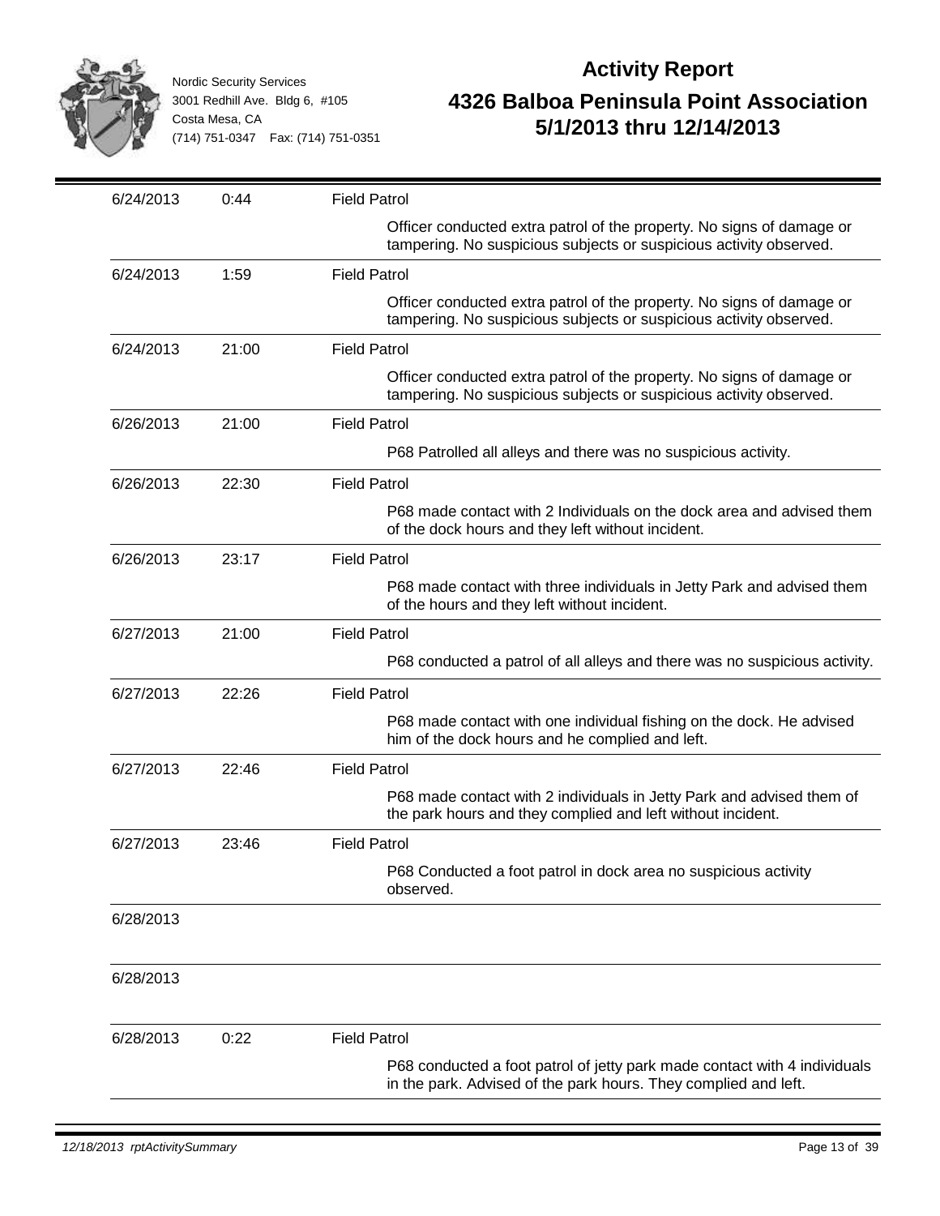Nordic Security Services
3001 Redhill Ave. Bldg 6, #105
Costa Mesa, CA
(714) 751-0347 Fax: (714) 751-0351

# Activity Report

## 4326 Balboa Peninsula Point Association
## 5/1/2013 thru 12/14/2013

| Date | Time | Activity |
|---|---|---|
| 6/24/2013 | 0:44 | Field Patrol |
| | | Officer conducted extra patrol of the property. No signs of damage or tampering. No suspicious subjects or suspicious activity observed. |
| 6/24/2013 | 1:59 | Field Patrol |
| | | Officer conducted extra patrol of the property. No signs of damage or tampering. No suspicious subjects or suspicious activity observed. |
| 6/24/2013 | 21:00 | Field Patrol |
| | | Officer conducted extra patrol of the property. No signs of damage or tampering. No suspicious subjects or suspicious activity observed. |
| 6/26/2013 | 21:00 | Field Patrol |
| | | P68 Patrolled all alleys and there was no suspicious activity. |
| 6/26/2013 | 22:30 | Field Patrol |
| | | P68 made contact with 2 Individuals on the dock area and advised them of the dock hours and they left without incident. |
| 6/26/2013 | 23:17 | Field Patrol |
| | | P68 made contact with three individuals in Jetty Park and advised them of the hours and they left without incident. |
| 6/27/2013 | 21:00 | Field Patrol |
| | | P68 conducted a patrol of all alleys and there was no suspicious activity. |
| 6/27/2013 | 22:26 | Field Patrol |
| | | P68 made contact with one individual fishing on the dock. He advised him of the dock hours and he complied and left. |
| 6/27/2013 | 22:46 | Field Patrol |
| | | P68 made contact with 2 individuals in Jetty Park and advised them of the park hours and they complied and left without incident. |
| 6/27/2013 | 23:46 | Field Patrol |
| | | P68 Conducted a foot patrol in dock area no suspicious activity observed. |
| 6/28/2013 | | |
| 6/28/2013 | | |
| 6/28/2013 | 0:22 | Field Patrol |
| | | P68 conducted a foot patrol of jetty park made contact with 4 individuals in the park. Advised of the park hours. They complied and left. |

*12/18/2013 rptActivitySummary*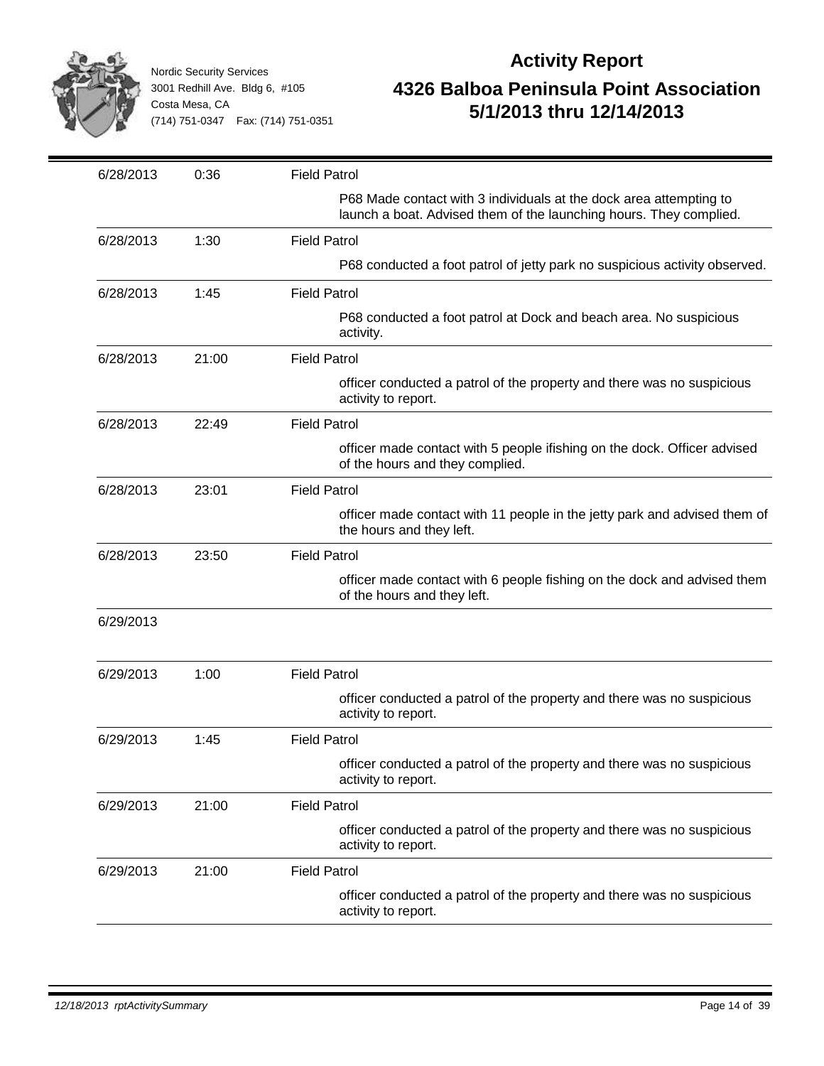| Date | Time | Activity |
|---|---|---|
| 6/28/2013 | 0:36 | Field Patrol |
| | | P68 Made contact with 3 individuals at the dock area attempting to launch a boat. Advised them of the launching hours. They complied. |
| 6/28/2013 | 1:30 | Field Patrol |
| | | P68 conducted a foot patrol of jetty park no suspicious activity observed. |
| 6/28/2013 | 1:45 | Field Patrol |
| | | P68 conducted a foot patrol at Dock and beach area. No suspicious activity. |
| 6/28/2013 | 21:00 | Field Patrol |
| | | officer conducted a patrol of the property and there was no suspicious activity to report. |
| 6/28/2013 | 22:49 | Field Patrol |
| | | officer made contact with 5 people ifishing on the dock. Officer advised of the hours and they complied. |
| 6/28/2013 | 23:01 | Field Patrol |
| | | officer made contact with 11 people in the jetty park and advised them of the hours and they left. |
| 6/28/2013 | 23:50 | Field Patrol |
| | | officer made contact with 6 people fishing on the dock and advised them of the hours and they left. |
| 6/29/2013 | | |
| 6/29/2013 | 1:00 | Field Patrol |
| | | officer conducted a patrol of the property and there was no suspicious activity to report. |
| 6/29/2013 | 1:45 | Field Patrol |
| | | officer conducted a patrol of the property and there was no suspicious activity to report. |
| 6/29/2013 | 21:00 | Field Patrol |
| | | officer conducted a patrol of the property and there was no suspicious activity to report. |
| 6/29/2013 | 21:00 | Field Patrol |
| | | officer conducted a patrol of the property and there was no suspicious activity to report. |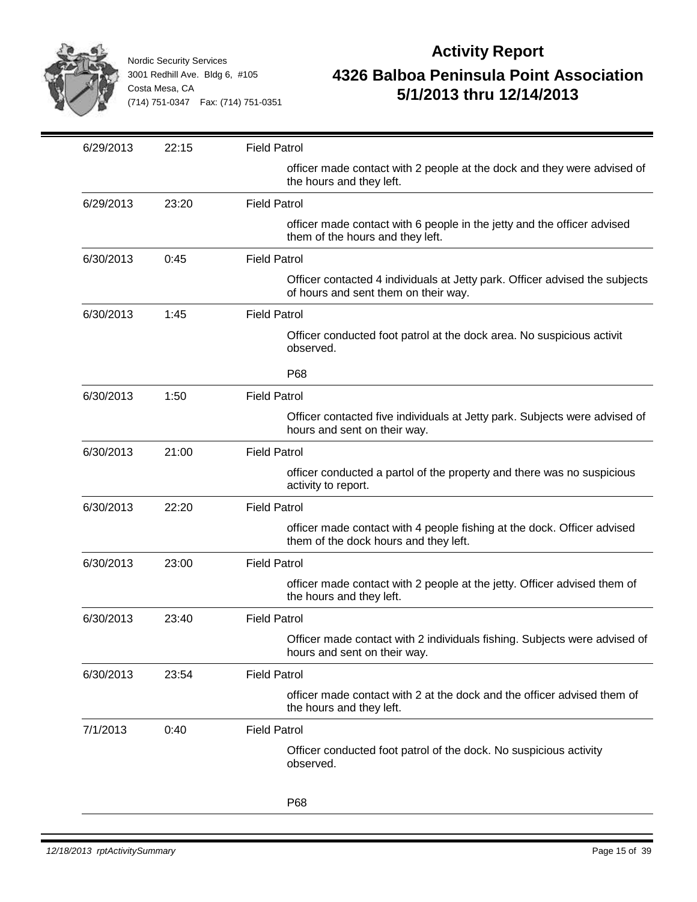Nordic Security Services
3001 Redhill Ave. Bldg 6, #105
Costa Mesa, CA
(714) 751-0347 Fax: (714) 751-0351

# Activity Report

## 4326 Balboa Peninsula Point Association
## 5/1/2013 thru 12/14/2013

| Date | Time | Activity |
|---|---|---|
| 6/29/2013 | 22:15 | Field Patrol |
| | | officer made contact with 2 people at the dock and they were advised of the hours and they left. |
| 6/29/2013 | 23:20 | Field Patrol |
| | | officer made contact with 6 people in the jetty and the officer advised them of the hours and they left. |
| 6/30/2013 | 0:45 | Field Patrol |
| | | Officer contacted 4 individuals at Jetty park. Officer advised the subjects of hours and sent them on their way. |
| 6/30/2013 | 1:45 | Field Patrol |
| | | Officer conducted foot patrol at the dock area. No suspicious activit observed.<br><br>P68 |
| 6/30/2013 | 1:50 | Field Patrol |
| | | Officer contacted five individuals at Jetty park. Subjects were advised of hours and sent on their way. |
| 6/30/2013 | 21:00 | Field Patrol |
| | | officer conducted a partol of the property and there was no suspicious activity to report. |
| 6/30/2013 | 22:20 | Field Patrol |
| | | officer made contact with 4 people fishing at the dock. Officer advised them of the dock hours and they left. |
| 6/30/2013 | 23:00 | Field Patrol |
| | | officer made contact with 2 people at the jetty. Officer advised them of the hours and they left. |
| 6/30/2013 | 23:40 | Field Patrol |
| | | Officer made contact with 2 individuals fishing. Subjects were advised of hours and sent on their way. |
| 6/30/2013 | 23:54 | Field Patrol |
| | | officer made contact with 2 at the dock and the officer advised them of the hours and they left. |
| 7/1/2013 | 0:40 | Field Patrol |
| | | Officer conducted foot patrol of the dock. No suspicious activity observed.<br><br>P68 |

12/18/2013 rptActivitySummary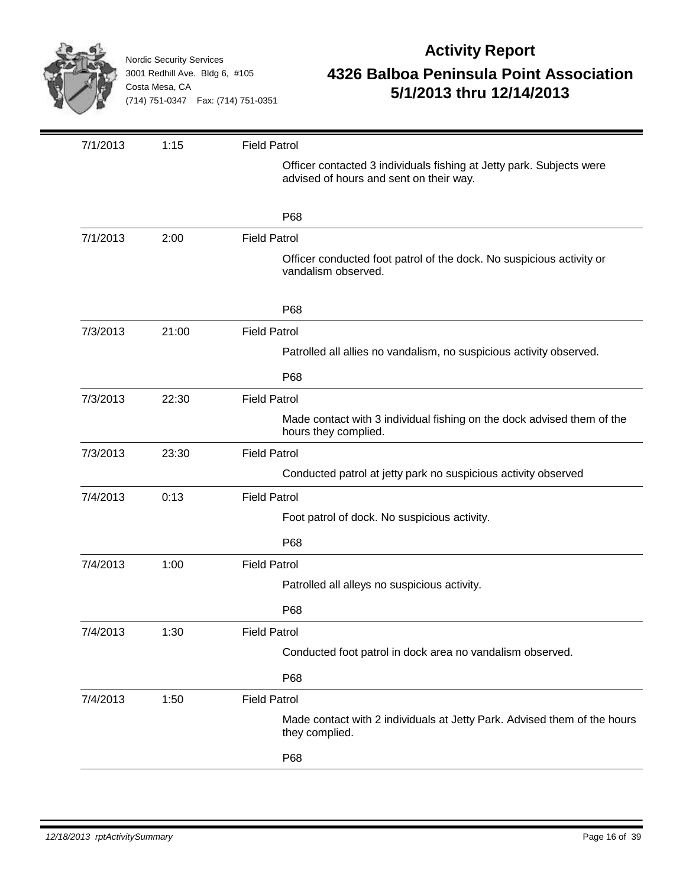Nordic Security Services
3001 Redhill Ave. Bldg 6, #105
Costa Mesa, CA
(714) 751-0347 Fax: (714) 751-0351

# Activity Report

## 4326 Balboa Peninsula Point Association
## 5/1/2013 thru 12/14/2013

| Date | Time | Activity |
|---|---|---|
| 7/1/2013 | 1:15 | Field Patrol<br>Officer contacted 3 individuals fishing at Jetty park. Subjects were advised of hours and sent on their way.<br>P68 |
| 7/1/2013 | 2:00 | Field Patrol<br>Officer conducted foot patrol of the dock. No suspicious activity or vandalism observed.<br>P68 |
| 7/3/2013 | 21:00 | Field Patrol<br>Patrolled all allies no vandalism, no suspicious activity observed.<br>P68 |
| 7/3/2013 | 22:30 | Field Patrol<br>Made contact with 3 individual fishing on the dock advised them of the hours they complied. |
| 7/3/2013 | 23:30 | Field Patrol<br>Conducted patrol at jetty park no suspicious activity observed |
| 7/4/2013 | 0:13 | Field Patrol<br>Foot patrol of dock. No suspicious activity.<br>P68 |
| 7/4/2013 | 1:00 | Field Patrol<br>Patrolled all alleys no suspicious activity.<br>P68 |
| 7/4/2013 | 1:30 | Field Patrol<br>Conducted foot patrol in dock area no vandalism observed.<br>P68 |
| 7/4/2013 | 1:50 | Field Patrol<br>Made contact with 2 individuals at Jetty Park. Advised them of the hours they complied.<br>P68 |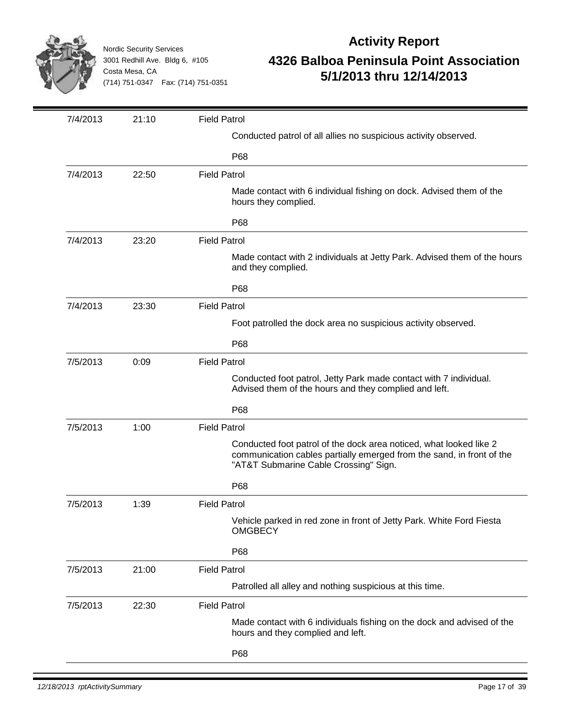Nordic Security Services
3001 Redhill Ave. Bldg 6, #105
Costa Mesa, CA
(714) 751-0347 Fax: (714) 751-0351

# Activity Report

## 4326 Balboa Peninsula Point Association
## 5/1/2013 thru 12/14/2013

| Date | Time | Activity |
|---|---|---|
| 7/4/2013 | 21:10 | Field Patrol<br>Conducted patrol of all allies no suspicious activity observed.<br>P68 |
| 7/4/2013 | 22:50 | Field Patrol<br>Made contact with 6 individual fishing on dock. Advised them of the hours they complied.<br>P68 |
| 7/4/2013 | 23:20 | Field Patrol<br>Made contact with 2 individuals at Jetty Park. Advised them of the hours and they complied.<br>P68 |
| 7/4/2013 | 23:30 | Field Patrol<br>Foot patrolled the dock area no suspicious activity observed.<br>P68 |
| 7/5/2013 | 0:09 | Field Patrol<br>Conducted foot patrol, Jetty Park made contact with 7 individual. Advised them of the hours and they complied and left.<br>P68 |
| 7/5/2013 | 1:00 | Field Patrol<br>Conducted foot patrol of the dock area noticed, what looked like 2 communication cables partially emerged from the sand, in front of the "AT&T Submarine Cable Crossing" Sign.<br>P68 |
| 7/5/2013 | 1:39 | Field Patrol<br>Vehicle parked in red zone in front of Jetty Park. White Ford Fiesta OMGBECY<br>P68 |
| 7/5/2013 | 21:00 | Field Patrol<br>Patrolled all alley and nothing suspicious at this time. |
| 7/5/2013 | 22:30 | Field Patrol<br>Made contact with 6 individuals fishing on the dock and advised of the hours and they complied and left.<br>P68 |

12/18/2013 rptActivitySummary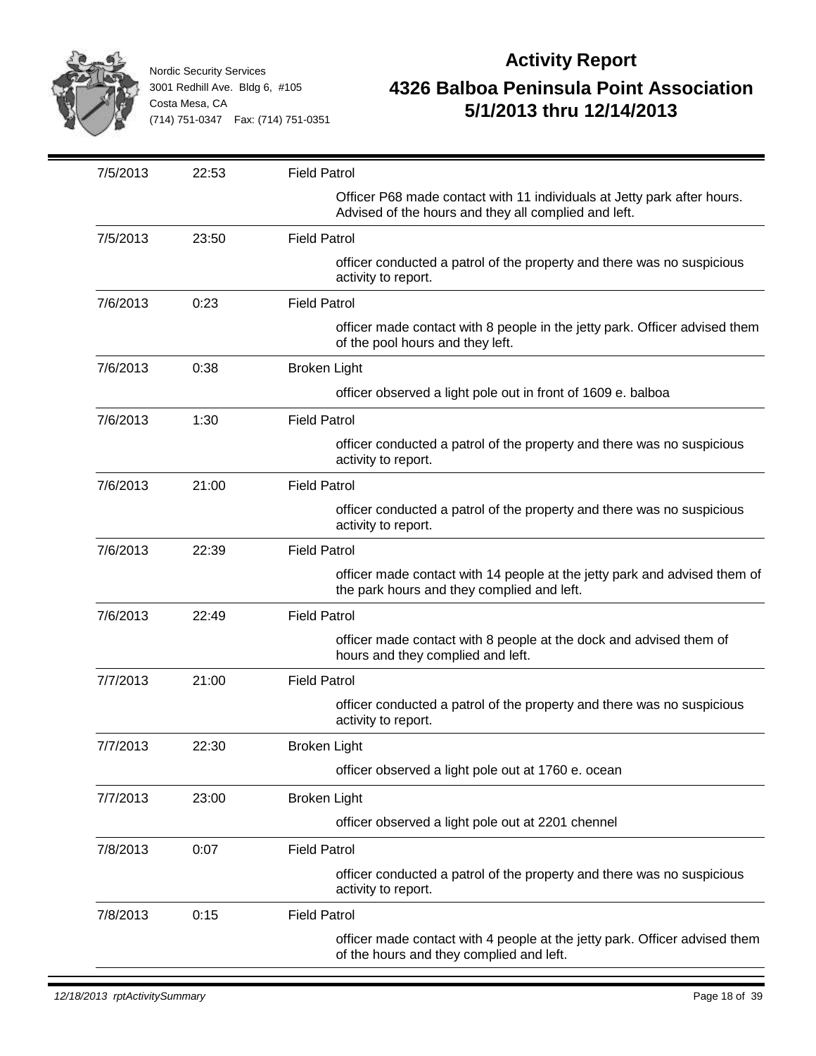# Activity Report

## 4326 Balboa Peninsula Point Association
## 5/1/2013 thru 12/14/2013

Nordic Security Services
3001 Redhill Ave. Bldg 6, #105
Costa Mesa, CA
(714) 751-0347 Fax: (714) 751-0351

| Date | Time | Activity |
|---|---|---|
| 7/5/2013 | 22:53 | Field Patrol |
| | | Officer P68 made contact with 11 individuals at Jetty park after hours. Advised of the hours and they all complied and left. |
| 7/5/2013 | 23:50 | Field Patrol |
| | | officer conducted a patrol of the property and there was no suspicious activity to report. |
| 7/6/2013 | 0:23 | Field Patrol |
| | | officer made contact with 8 people in the jetty park. Officer advised them of the pool hours and they left. |
| 7/6/2013 | 0:38 | Broken Light |
| | | officer observed a light pole out in front of 1609 e. balboa |
| 7/6/2013 | 1:30 | Field Patrol |
| | | officer conducted a patrol of the property and there was no suspicious activity to report. |
| 7/6/2013 | 21:00 | Field Patrol |
| | | officer conducted a patrol of the property and there was no suspicious activity to report. |
| 7/6/2013 | 22:39 | Field Patrol |
| | | officer made contact with 14 people at the jetty park and advised them of the park hours and they complied and left. |
| 7/6/2013 | 22:49 | Field Patrol |
| | | officer made contact with 8 people at the dock and advised them of hours and they complied and left. |
| 7/7/2013 | 21:00 | Field Patrol |
| | | officer conducted a patrol of the property and there was no suspicious activity to report. |
| 7/7/2013 | 22:30 | Broken Light |
| | | officer observed a light pole out at 1760 e. ocean |
| 7/7/2013 | 23:00 | Broken Light |
| | | officer observed a light pole out at 2201 chennel |
| 7/8/2013 | 0:07 | Field Patrol |
| | | officer conducted a patrol of the property and there was no suspicious activity to report. |
| 7/8/2013 | 0:15 | Field Patrol |
| | | officer made contact with 4 people at the jetty park. Officer advised them of the hours and they complied and left. |

12/18/2013 rptActivitySummary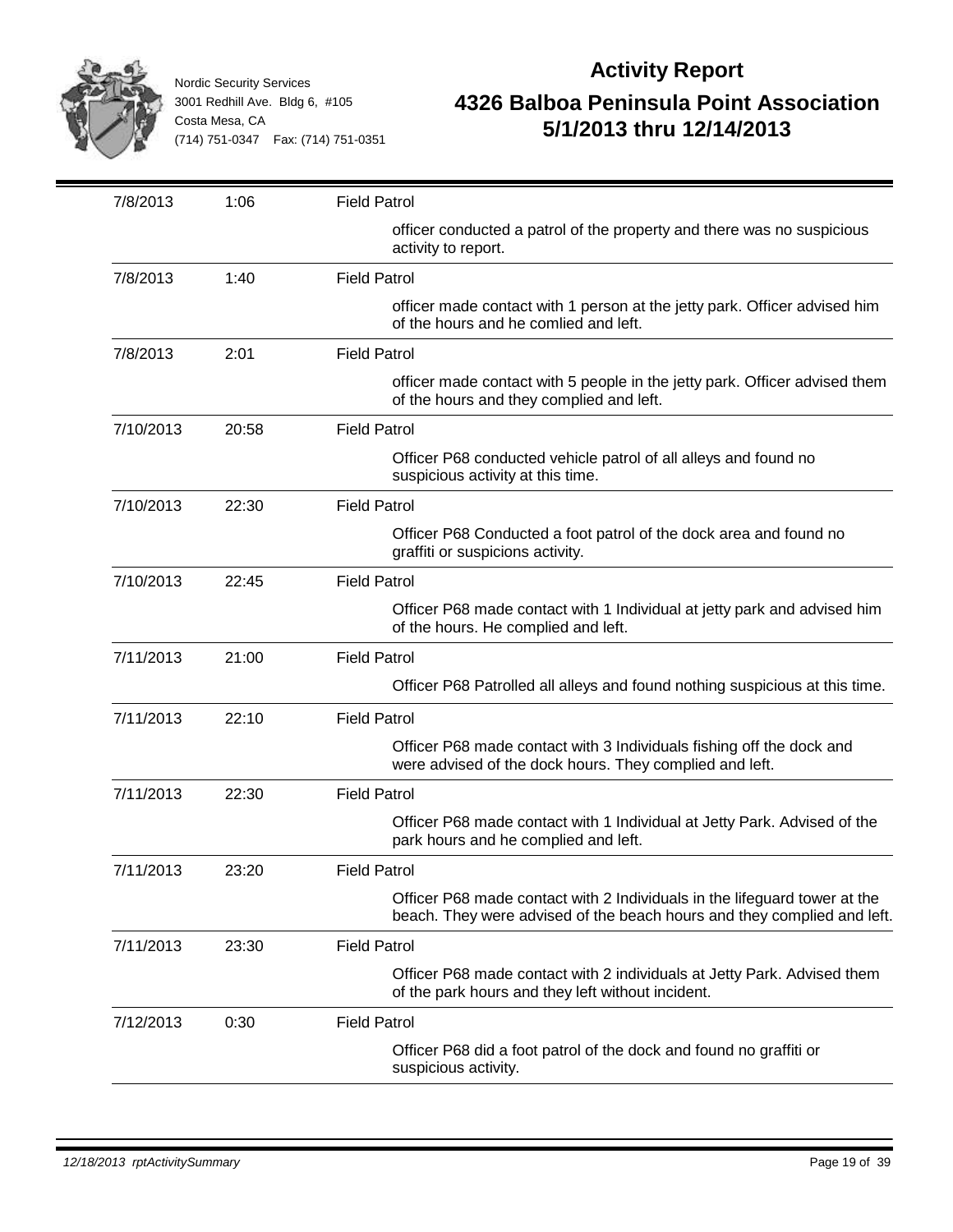Nordic Security Services
3001 Redhill Ave. Bldg 6, #105
Costa Mesa, CA
(714) 751-0347 Fax: (714) 751-0351

# Activity Report

## 4326 Balboa Peninsula Point Association
## 5/1/2013 thru 12/14/2013

| Date | Time | Activity |
|---|---|---|
| 7/8/2013 | 1:06 | Field Patrol |
| | | officer conducted a patrol of the property and there was no suspicious activity to report. |
| 7/8/2013 | 1:40 | Field Patrol |
| | | officer made contact with 1 person at the jetty park. Officer advised him of the hours and he comlied and left. |
| 7/8/2013 | 2:01 | Field Patrol |
| | | officer made contact with 5 people in the jetty park. Officer advised them of the hours and they complied and left. |
| 7/10/2013 | 20:58 | Field Patrol |
| | | Officer P68 conducted vehicle patrol of all alleys and found no suspicious activity at this time. |
| 7/10/2013 | 22:30 | Field Patrol |
| | | Officer P68 Conducted a foot patrol of the dock area and found no graffiti or suspicions activity. |
| 7/10/2013 | 22:45 | Field Patrol |
| | | Officer P68 made contact with 1 Individual at jetty park and advised him of the hours. He complied and left. |
| 7/11/2013 | 21:00 | Field Patrol |
| | | Officer P68 Patrolled all alleys and found nothing suspicious at this time. |
| 7/11/2013 | 22:10 | Field Patrol |
| | | Officer P68 made contact with 3 Individuals fishing off the dock and were advised of the dock hours. They complied and left. |
| 7/11/2013 | 22:30 | Field Patrol |
| | | Officer P68 made contact with 1 Individual at Jetty Park. Advised of the park hours and he complied and left. |
| 7/11/2013 | 23:20 | Field Patrol |
| | | Officer P68 made contact with 2 Individuals in the lifeguard tower at the beach. They were advised of the beach hours and they complied and left. |
| 7/11/2013 | 23:30 | Field Patrol |
| | | Officer P68 made contact with 2 individuals at Jetty Park. Advised them of the park hours and they left without incident. |
| 7/12/2013 | 0:30 | Field Patrol |
| | | Officer P68 did a foot patrol of the dock and found no graffiti or suspicious activity. |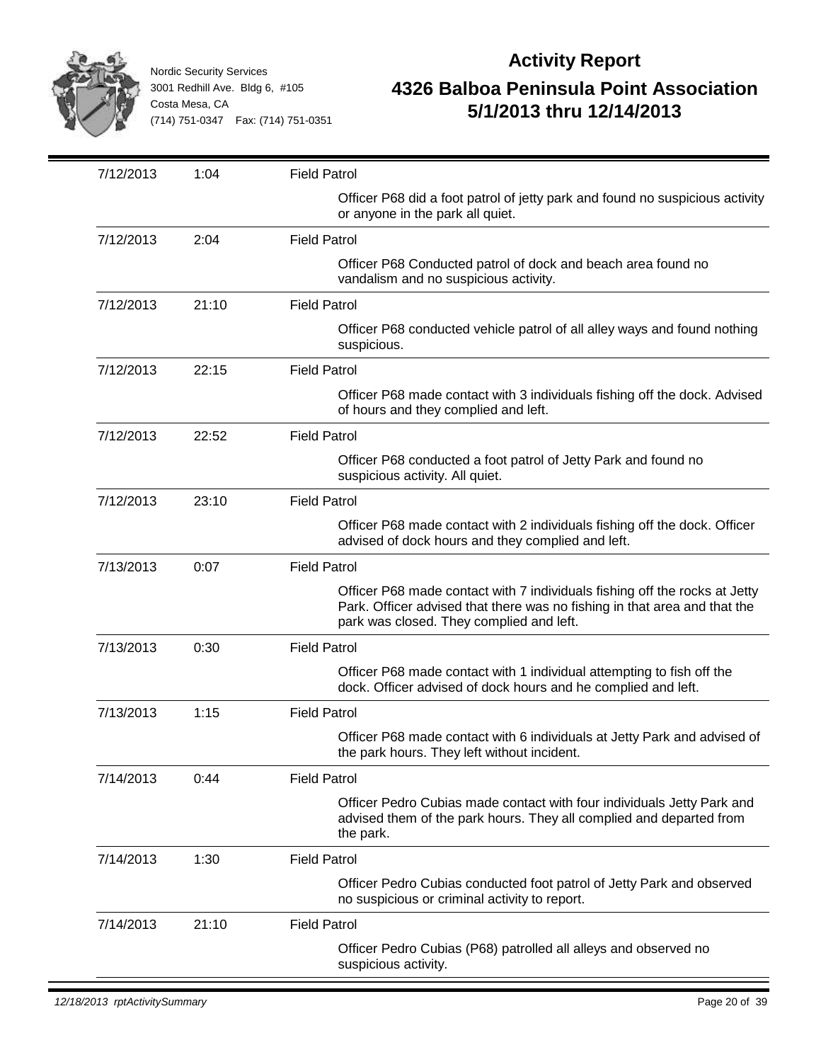Nordic Security Services
3001 Redhill Ave. Bldg 6, #105
Costa Mesa, CA
(714) 751-0347 Fax: (714) 751-0351

# Activity Report

## 4326 Balboa Peninsula Point Association
## 5/1/2013 thru 12/14/2013

| Date | Time | Activity |
|---|---|---|
| 7/12/2013 | 1:04 | Field Patrol |
| | | Officer P68 did a foot patrol of jetty park and found no suspicious activity or anyone in the park all quiet. |
| 7/12/2013 | 2:04 | Field Patrol |
| | | Officer P68 Conducted patrol of dock and beach area found no vandalism and no suspicious activity. |
| 7/12/2013 | 21:10 | Field Patrol |
| | | Officer P68 conducted vehicle patrol of all alley ways and found nothing suspicious. |
| 7/12/2013 | 22:15 | Field Patrol |
| | | Officer P68 made contact with 3 individuals fishing off the dock. Advised of hours and they complied and left. |
| 7/12/2013 | 22:52 | Field Patrol |
| | | Officer P68 conducted a foot patrol of Jetty Park and found no suspicious activity. All quiet. |
| 7/12/2013 | 23:10 | Field Patrol |
| | | Officer P68 made contact with 2 individuals fishing off the dock. Officer advised of dock hours and they complied and left. |
| 7/13/2013 | 0:07 | Field Patrol |
| | | Officer P68 made contact with 7 individuals fishing off the rocks at Jetty Park. Officer advised that there was no fishing in that area and that the park was closed. They complied and left. |
| 7/13/2013 | 0:30 | Field Patrol |
| | | Officer P68 made contact with 1 individual attempting to fish off the dock. Officer advised of dock hours and he complied and left. |
| 7/13/2013 | 1:15 | Field Patrol |
| | | Officer P68 made contact with 6 individuals at Jetty Park and advised of the park hours. They left without incident. |
| 7/14/2013 | 0:44 | Field Patrol |
| | | Officer Pedro Cubias made contact with four individuals Jetty Park and advised them of the park hours. They all complied and departed from the park. |
| 7/14/2013 | 1:30 | Field Patrol |
| | | Officer Pedro Cubias conducted foot patrol of Jetty Park and observed no suspicious or criminal activity to report. |
| 7/14/2013 | 21:10 | Field Patrol |
| | | Officer Pedro Cubias (P68) patrolled all alleys and observed no suspicious activity. |

12/18/2013 rptActivitySummary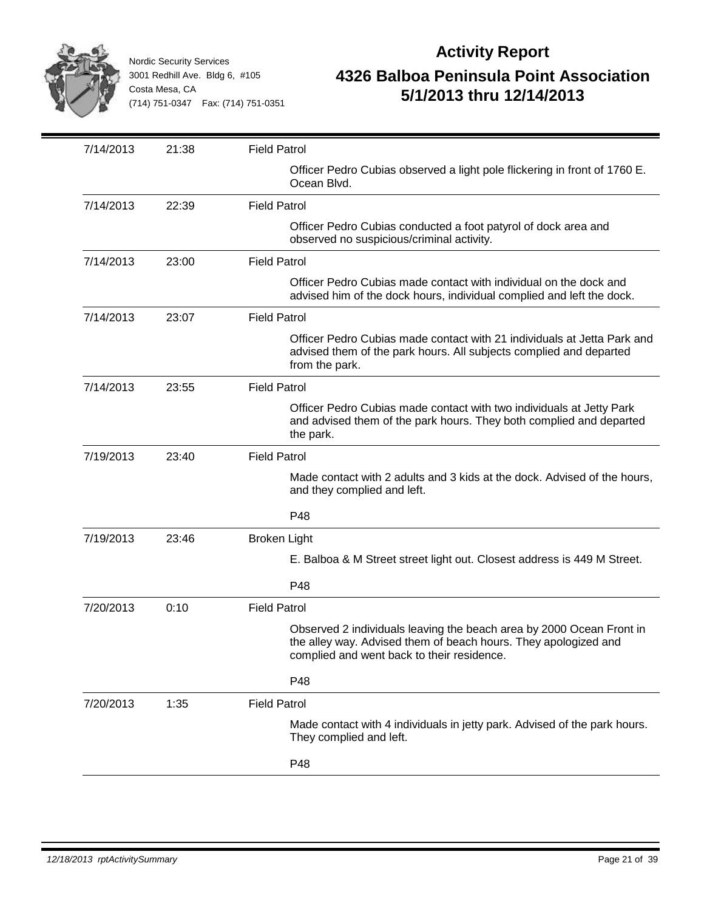# Activity Report

## 4326 Balboa Peninsula Point Association
## 5/1/2013 thru 12/14/2013

Nordic Security Services
3001 Redhill Ave. Bldg 6, #105
Costa Mesa, CA
(714) 751-0347 Fax: (714) 751-0351

| Date | Time | Activity |
|---|---|---|
| 7/14/2013 | 21:38 | **Field Patrol**<br>Officer Pedro Cubias observed a light pole flickering in front of 1760 E. Ocean Blvd. |
| 7/14/2013 | 22:39 | **Field Patrol**<br>Officer Pedro Cubias conducted a foot patyrol of dock area and observed no suspicious/criminal activity. |
| 7/14/2013 | 23:00 | **Field Patrol**<br>Officer Pedro Cubias made contact with individual on the dock and advised him of the dock hours, individual complied and left the dock. |
| 7/14/2013 | 23:07 | **Field Patrol**<br>Officer Pedro Cubias made contact with 21 individuals at Jetta Park and advised them of the park hours. All subjects complied and departed from the park. |
| 7/14/2013 | 23:55 | **Field Patrol**<br>Officer Pedro Cubias made contact with two individuals at Jetty Park and advised them of the park hours. They both complied and departed the park. |
| 7/19/2013 | 23:40 | **Field Patrol**<br>Made contact with 2 adults and 3 kids at the dock. Advised of the hours, and they complied and left.<br>P48 |
| 7/19/2013 | 23:46 | **Broken Light**<br>E. Balboa & M Street street light out. Closest address is 449 M Street.<br>P48 |
| 7/20/2013 | 0:10 | **Field Patrol**<br>Observed 2 individuals leaving the beach area by 2000 Ocean Front in the alley way. Advised them of beach hours. They apologized and complied and went back to their residence.<br>P48 |
| 7/20/2013 | 1:35 | **Field Patrol**<br>Made contact with 4 individuals in jetty park. Advised of the park hours. They complied and left.<br>P48 |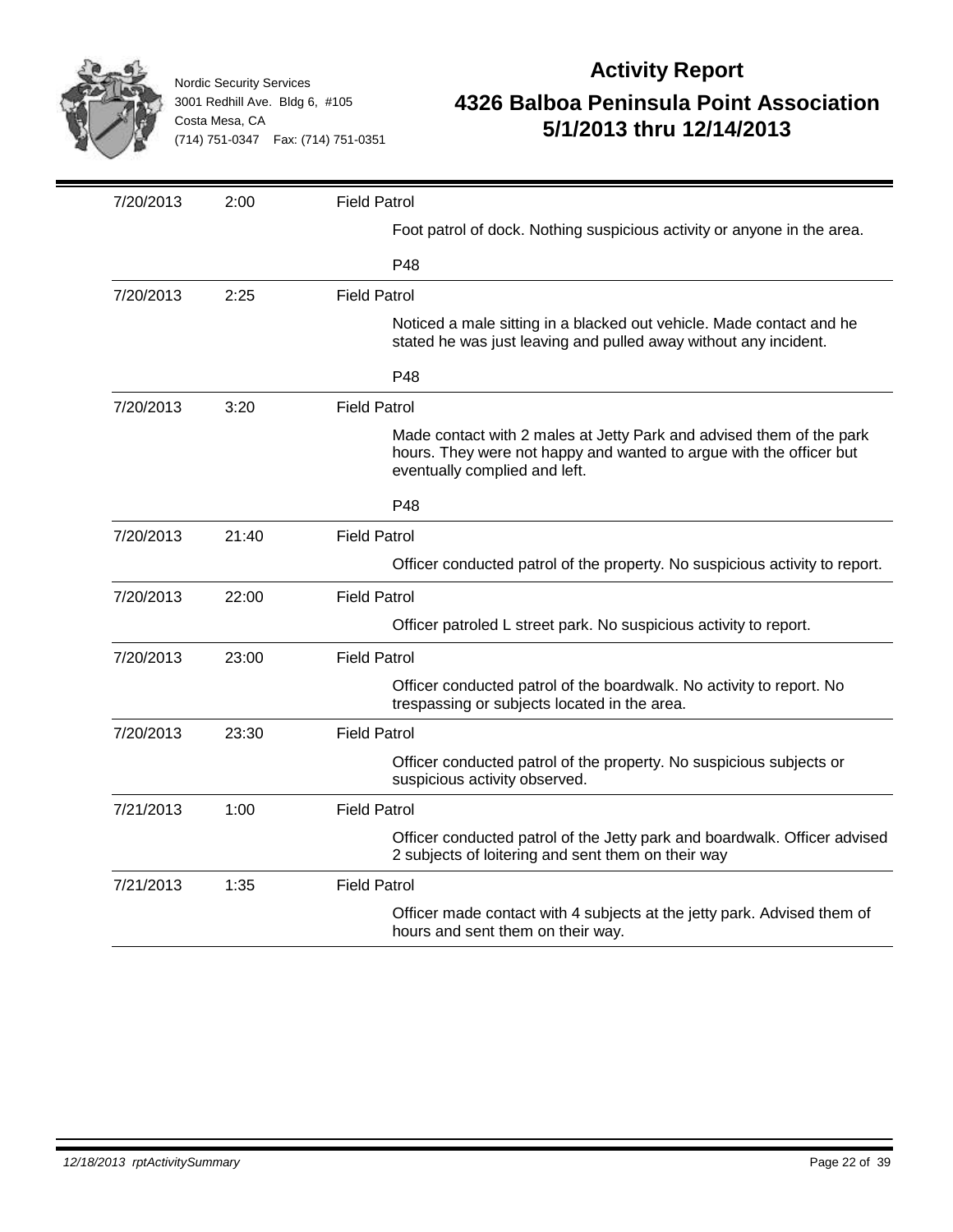Nordic Security Services
3001 Redhill Ave. Bldg 6, #105
Costa Mesa, CA
(714) 751-0347 Fax: (714) 751-0351

# Activity Report

## 4326 Balboa Peninsula Point Association
## 5/1/2013 thru 12/14/2013

| Date | Time | Activity |
|---|---|---|
| 7/20/2013 | 2:00 | Field Patrol<br>Foot patrol of dock. Nothing suspicious activity or anyone in the area.<br>P48 |
| 7/20/2013 | 2:25 | Field Patrol<br>Noticed a male sitting in a blacked out vehicle. Made contact and he stated he was just leaving and pulled away without any incident.<br>P48 |
| 7/20/2013 | 3:20 | Field Patrol<br>Made contact with 2 males at Jetty Park and advised them of the park hours. They were not happy and wanted to argue with the officer but eventually complied and left.<br>P48 |
| 7/20/2013 | 21:40 | Field Patrol<br>Officer conducted patrol of the property. No suspicious activity to report. |
| 7/20/2013 | 22:00 | Field Patrol<br>Officer patroled L street park. No suspicious activity to report. |
| 7/20/2013 | 23:00 | Field Patrol<br>Officer conducted patrol of the boardwalk. No activity to report. No trespassing or subjects located in the area. |
| 7/20/2013 | 23:30 | Field Patrol<br>Officer conducted patrol of the property. No suspicious subjects or suspicious activity observed. |
| 7/21/2013 | 1:00 | Field Patrol<br>Officer conducted patrol of the Jetty park and boardwalk. Officer advised 2 subjects of loitering and sent them on their way |
| 7/21/2013 | 1:35 | Field Patrol<br>Officer made contact with 4 subjects at the jetty park. Advised them of hours and sent them on their way. |

*12/18/2013 rptActivitySummary*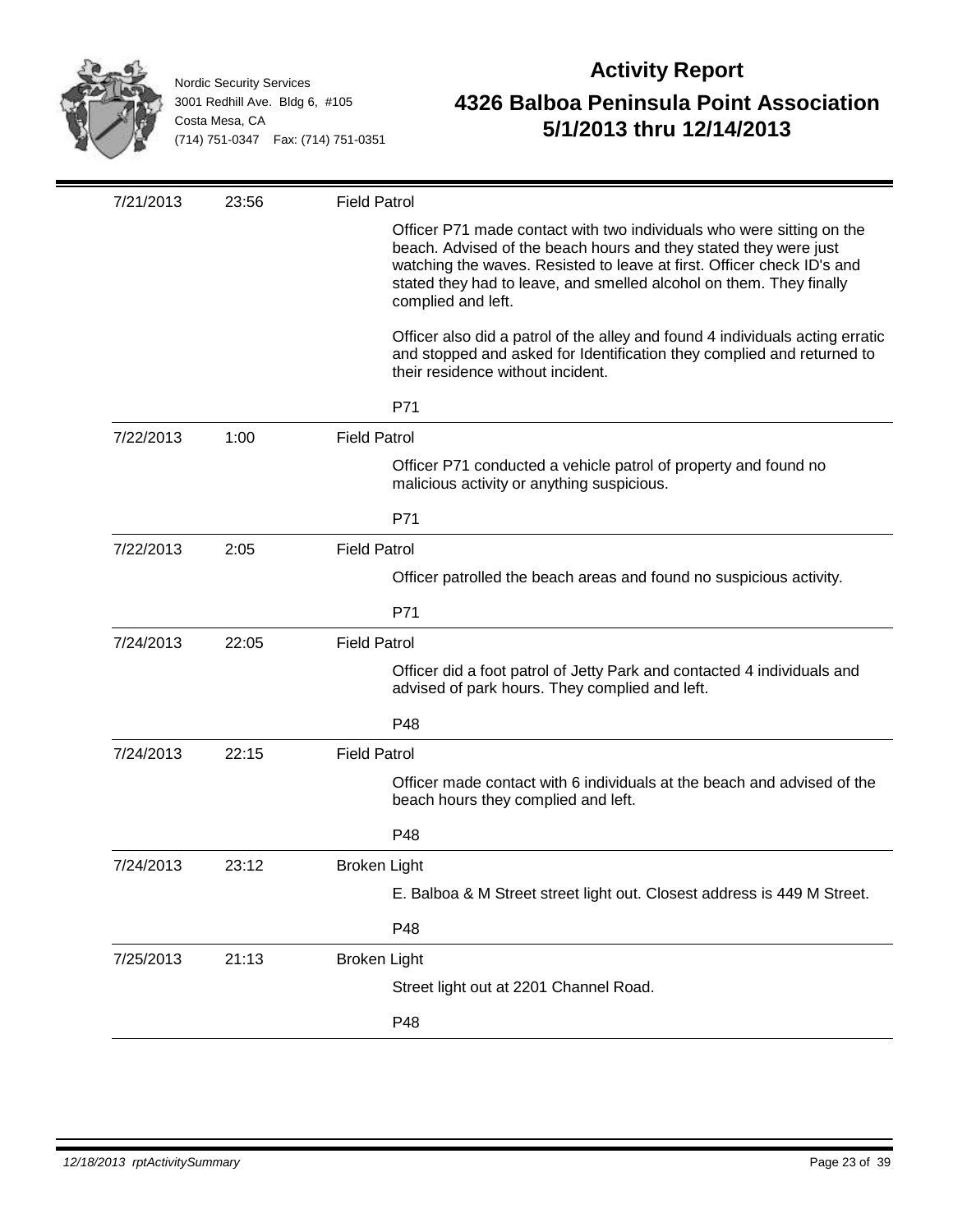| Date | Time | Activity | Details | Officer |
|---|---|---|---|---|
| 7/21/2013 | 23:56 | Field Patrol | Officer P71 made contact with two individuals who were sitting on the beach. Advised of the beach hours and they stated they were just watching the waves. Resisted to leave at first. Officer check ID's and stated they had to leave, and smelled alcohol on them. They finally complied and left. Officer also did a patrol of the alley and found 4 individuals acting erratic and stopped and asked for Identification they complied and returned to their residence without incident. | P71 |
| 7/22/2013 | 1:00 | Field Patrol | Officer P71 conducted a vehicle patrol of property and found no malicious activity or anything suspicious. | P71 |
| 7/22/2013 | 2:05 | Field Patrol | Officer patrolled the beach areas and found no suspicious activity. | P71 |
| 7/24/2013 | 22:05 | Field Patrol | Officer did a foot patrol of Jetty Park and contacted 4 individuals and advised of park hours. They complied and left. | P48 |
| 7/24/2013 | 22:15 | Field Patrol | Officer made contact with 6 individuals at the beach and advised of the beach hours they complied and left. | P48 |
| 7/24/2013 | 23:12 | Broken Light | E. Balboa & M Street street light out. Closest address is 449 M Street. | P48 |
| 7/25/2013 | 21:13 | Broken Light | Street light out at 2201 Channel Road. | P48 |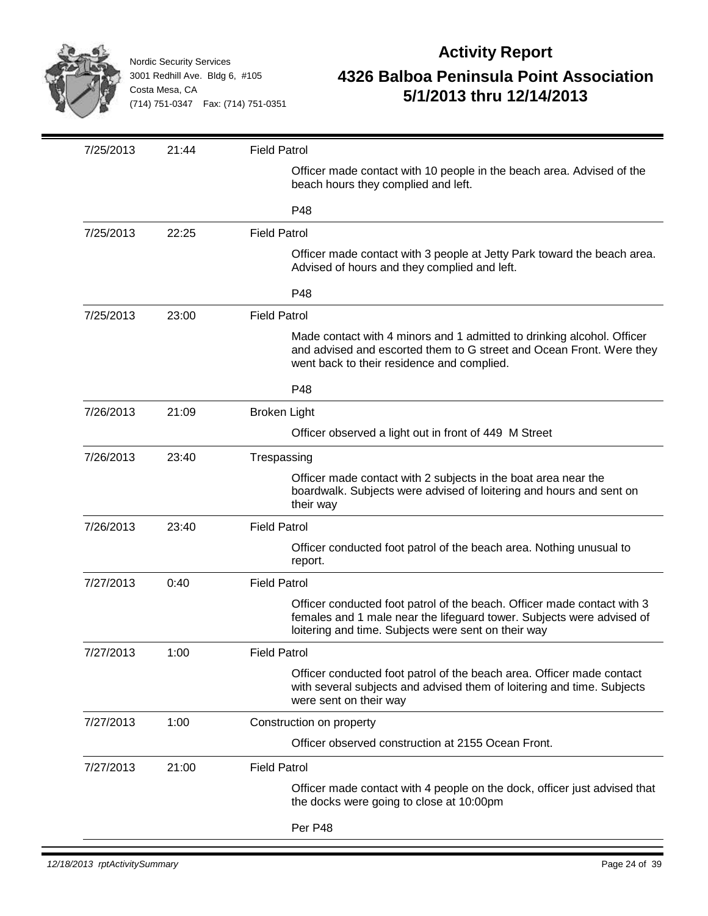Nordic Security Services
3001 Redhill Ave. Bldg 6, #105
Costa Mesa, CA
(714) 751-0347 Fax: (714) 751-0351

# Activity Report

## 4326 Balboa Peninsula Point Association
## 5/1/2013 thru 12/14/2013

| Date | Time | Activity |
|---|---|---|
| 7/25/2013 | 21:44 | **Field Patrol**<br>Officer made contact with 10 people in the beach area. Advised of the beach hours they complied and left.<br><br>P48 |
| 7/25/2013 | 22:25 | **Field Patrol**<br>Officer made contact with 3 people at Jetty Park toward the beach area. Advised of hours and they complied and left.<br><br>P48 |
| 7/25/2013 | 23:00 | **Field Patrol**<br>Made contact with 4 minors and 1 admitted to drinking alcohol. Officer and advised and escorted them to G street and Ocean Front. Were they went back to their residence and complied.<br><br>P48 |
| 7/26/2013 | 21:09 | **Broken Light**<br>Officer observed a light out in front of 449 M Street |
| 7/26/2013 | 23:40 | **Trespassing**<br>Officer made contact with 2 subjects in the boat area near the boardwalk. Subjects were advised of loitering and hours and sent on their way |
| 7/26/2013 | 23:40 | **Field Patrol**<br>Officer conducted foot patrol of the beach area. Nothing unusual to report. |
| 7/27/2013 | 0:40 | **Field Patrol**<br>Officer conducted foot patrol of the beach. Officer made contact with 3 females and 1 male near the lifeguard tower. Subjects were advised of loitering and time. Subjects were sent on their way |
| 7/27/2013 | 1:00 | **Field Patrol**<br>Officer conducted foot patrol of the beach area. Officer made contact with several subjects and advised them of loitering and time. Subjects were sent on their way |
| 7/27/2013 | 1:00 | **Construction on property**<br>Officer observed construction at 2155 Ocean Front. |
| 7/27/2013 | 21:00 | **Field Patrol**<br>Officer made contact with 4 people on the dock, officer just advised that the docks were going to close at 10:00pm<br><br>Per P48 |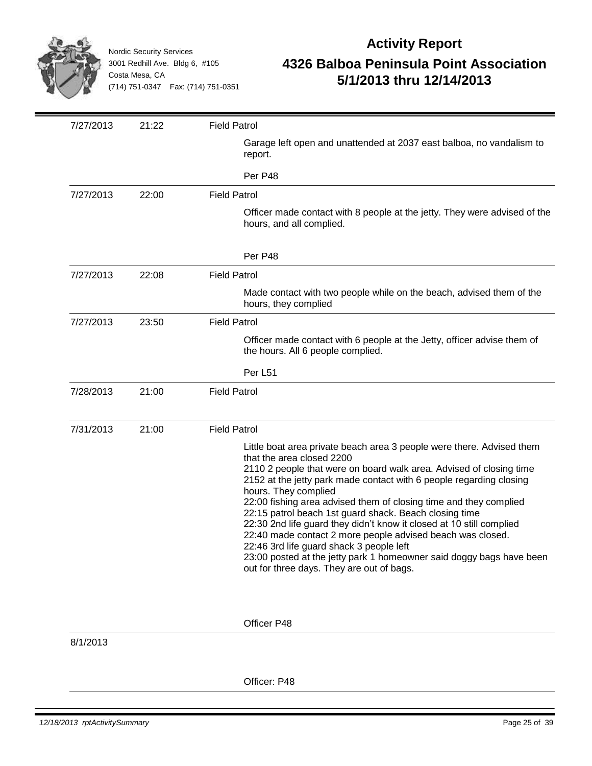Nordic Security Services
3001 Redhill Ave. Bldg 6, #105
Costa Mesa, CA
(714) 751-0347 Fax: (714) 751-0351

# Activity Report

## 4326 Balboa Peninsula Point Association
## 5/1/2013 thru 12/14/2013

| Date | Time | Activity |
|---|---|---|
| 7/27/2013 | 21:22 | **Field Patrol**<br>Garage left open and unattended at 2037 east balboa, no vandalism to report.<br>Per P48 |
| 7/27/2013 | 22:00 | **Field Patrol**<br>Officer made contact with 8 people at the jetty. They were advised of the hours, and all complied.<br>Per P48 |
| 7/27/2013 | 22:08 | **Field Patrol**<br>Made contact with two people while on the beach, advised them of the hours, they complied |
| 7/27/2013 | 23:50 | **Field Patrol**<br>Officer made contact with 6 people at the Jetty, officer advise them of the hours. All 6 people complied.<br>Per L51 |
| 7/28/2013 | 21:00 | **Field Patrol** |
| 7/31/2013 | 21:00 | **Field Patrol**<br>Little boat area private beach area 3 people were there. Advised them that the area closed 2200<br>2110 2 people that were on board walk area. Advised of closing time<br>2152 at the jetty park made contact with 6 people regarding closing hours. They complied<br>22:00 fishing area advised them of closing time and they complied<br>22:15 patrol beach 1st guard shack. Beach closing time<br>22:30 2nd life guard they didn't know it closed at 10 still complied<br>22:40 made contact 2 more people advised beach was closed.<br>22:46 3rd life guard shack 3 people left<br>23:00 posted at the jetty park 1 homeowner said doggy bags have been out for three days. They are out of bags.<br>Officer P48 |
| 8/1/2013 | | Officer: P48 |

*12/18/2013 rptActivitySummary*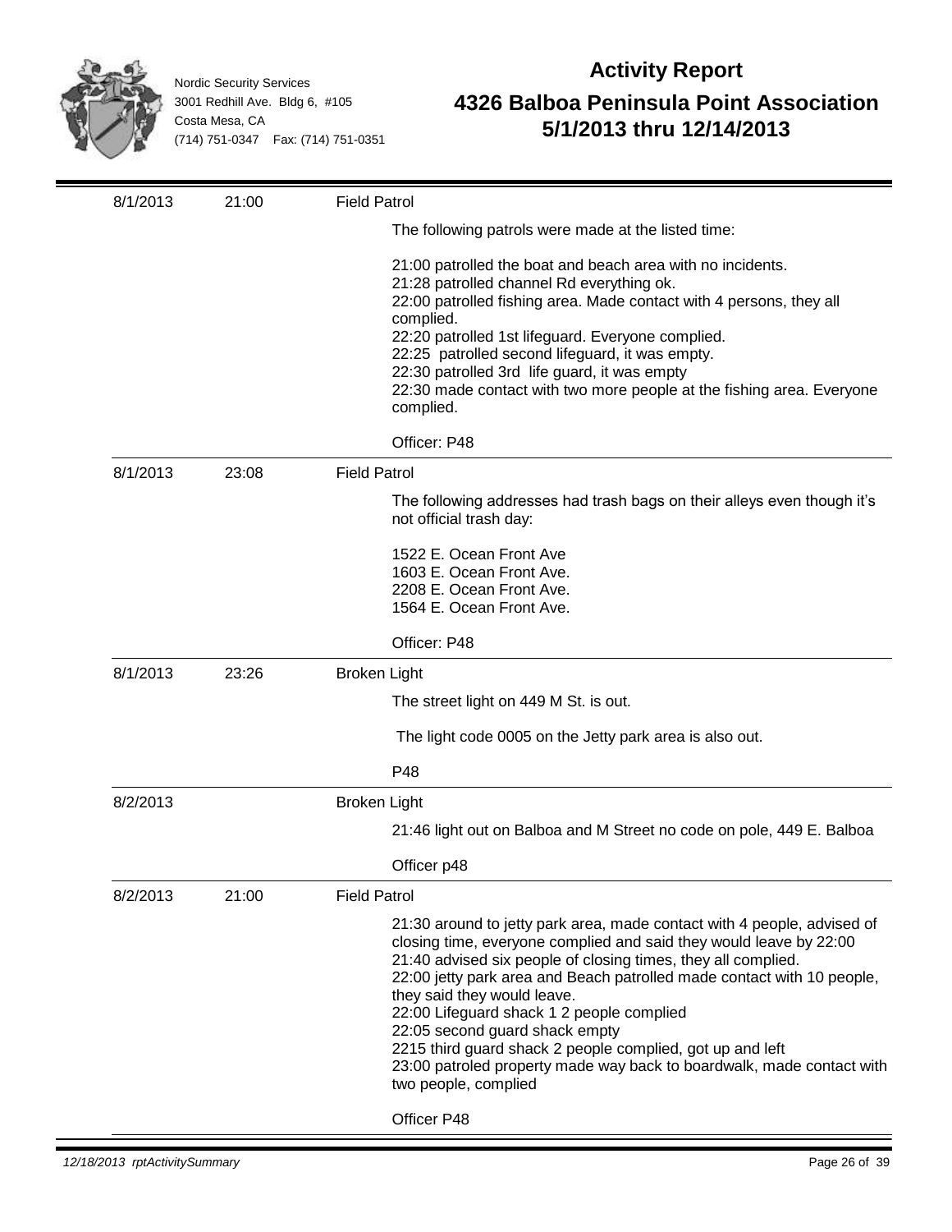Nordic Security Services
3001 Redhill Ave. Bldg 6, #105
Costa Mesa, CA
(714) 751-0347 Fax: (714) 751-0351

# Activity Report

## 4326 Balboa Peninsula Point Association
## 5/1/2013 thru 12/14/2013

| Date | Time | Activity |
|---|---|---|
| 8/1/2013 | 21:00 | **Field Patrol** |
| | | The following patrols were made at the listed time:<br><br>21:00 patrolled the boat and beach area with no incidents.<br>21:28 patrolled channel Rd everything ok.<br>22:00 patrolled fishing area. Made contact with 4 persons, they all complied.<br>22:20 patrolled 1st lifeguard. Everyone complied.<br>22:25 patrolled second lifeguard, it was empty.<br>22:30 patrolled 3rd life guard, it was empty<br>22:30 made contact with two more people at the fishing area. Everyone complied.<br><br>Officer: P48 |
| 8/1/2013 | 23:08 | **Field Patrol** |
| | | The following addresses had trash bags on their alleys even though it's not official trash day:<br><br>1522 E. Ocean Front Ave<br>1603 E. Ocean Front Ave.<br>2208 E. Ocean Front Ave.<br>1564 E. Ocean Front Ave.<br><br>Officer: P48 |
| 8/1/2013 | 23:26 | **Broken Light** |
| | | The street light on 449 M St. is out.<br><br>The light code 0005 on the Jetty park area is also out.<br><br>P48 |
| 8/2/2013 | | **Broken Light** |
| | | 21:46 light out on Balboa and M Street no code on pole, 449 E. Balboa<br><br>Officer p48 |
| 8/2/2013 | 21:00 | **Field Patrol** |
| | | 21:30 around to jetty park area, made contact with 4 people, advised of closing time, everyone complied and said they would leave by 22:00<br>21:40 advised six people of closing times, they all complied.<br>22:00 jetty park area and Beach patrolled made contact with 10 people, they said they would leave.<br>22:00 Lifeguard shack 1 2 people complied<br>22:05 second guard shack empty<br>2215 third guard shack 2 people complied, got up and left<br>23:00 patroled property made way back to boardwalk, made contact with two people, complied<br><br>Officer P48 |

12/18/2013 rptActivitySummary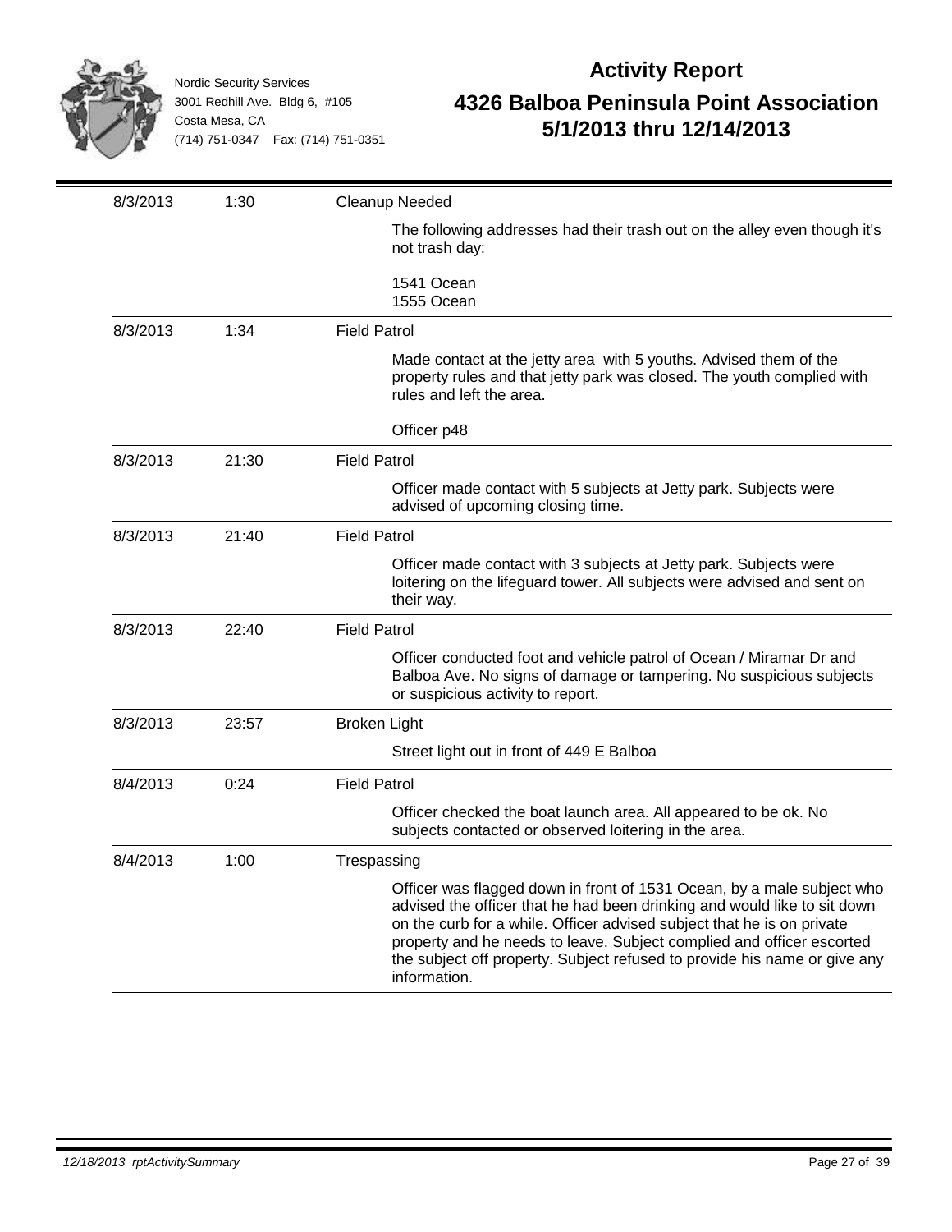| Date | Time | Activity |
|---|---|---|
| 8/3/2013 | 1:30 | **Cleanup Needed**<br><br>The following addresses had their trash out on the alley even though it's not trash day:<br><br>1541 Ocean<br>1555 Ocean |
| 8/3/2013 | 1:34 | **Field Patrol**<br><br>Made contact at the jetty area with 5 youths. Advised them of the property rules and that jetty park was closed. The youth complied with rules and left the area.<br><br>Officer p48 |
| 8/3/2013 | 21:30 | **Field Patrol**<br><br>Officer made contact with 5 subjects at Jetty park. Subjects were advised of upcoming closing time. |
| 8/3/2013 | 21:40 | **Field Patrol**<br><br>Officer made contact with 3 subjects at Jetty park. Subjects were loitering on the lifeguard tower. All subjects were advised and sent on their way. |
| 8/3/2013 | 22:40 | **Field Patrol**<br><br>Officer conducted foot and vehicle patrol of Ocean / Miramar Dr and Balboa Ave. No signs of damage or tampering. No suspicious subjects or suspicious activity to report. |
| 8/3/2013 | 23:57 | **Broken Light**<br><br>Street light out in front of 449 E Balboa |
| 8/4/2013 | 0:24 | **Field Patrol**<br><br>Officer checked the boat launch area. All appeared to be ok. No subjects contacted or observed loitering in the area. |
| 8/4/2013 | 1:00 | **Trespassing**<br><br>Officer was flagged down in front of 1531 Ocean, by a male subject who advised the officer that he had been drinking and would like to sit down on the curb for a while. Officer advised subject that he is on private property and he needs to leave. Subject complied and officer escorted the subject off property. Subject refused to provide his name or give any information. |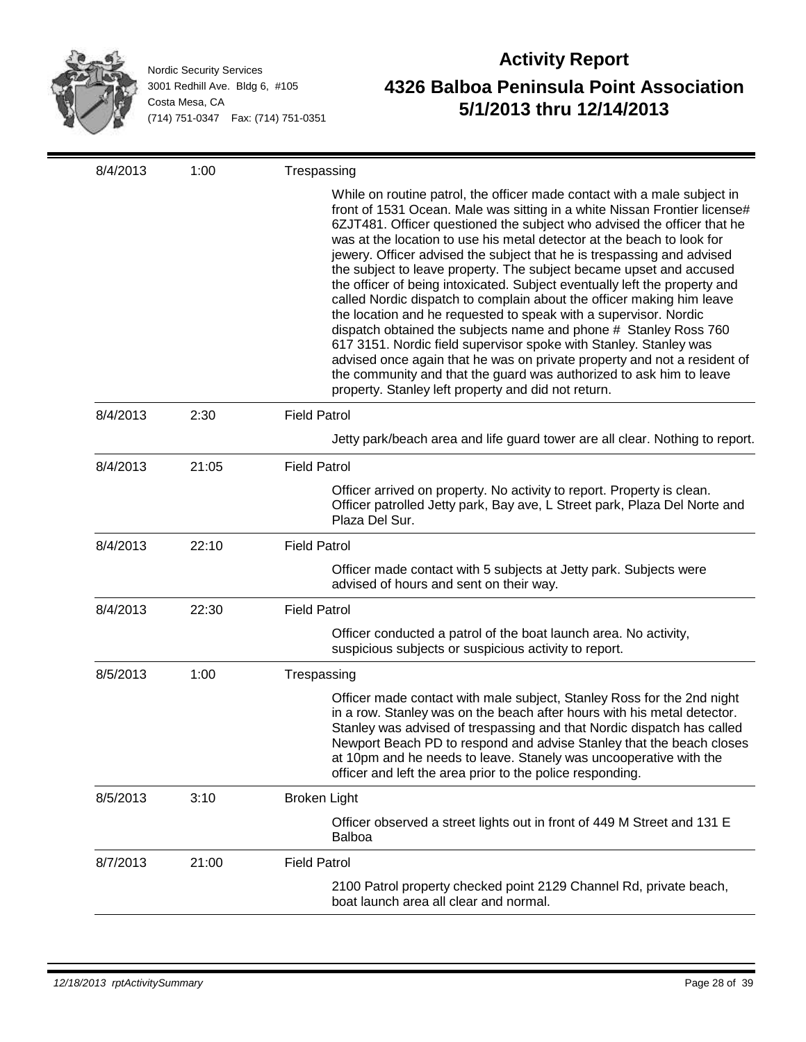Nordic Security Services
3001 Redhill Ave. Bldg 6, #105
Costa Mesa, CA
(714) 751-0347 Fax: (714) 751-0351

# Activity Report

## 4326 Balboa Peninsula Point Association
## 5/1/2013 thru 12/14/2013

| Date | Time | Activity |
|---|---|---|
| 8/4/2013 | 1:00 | **Trespassing**<br>While on routine patrol, the officer made contact with a male subject in front of 1531 Ocean. Male was sitting in a white Nissan Frontier license# 6ZJT481. Officer questioned the subject who advised the officer that he was at the location to use his metal detector at the beach to look for jewery. Officer advised the subject that he is trespassing and advised the subject to leave property. The subject became upset and accused the officer of being intoxicated. Subject eventually left the property and called Nordic dispatch to complain about the officer making him leave the location and he requested to speak with a supervisor. Nordic dispatch obtained the subjects name and phone # Stanley Ross 760 617 3151. Nordic field supervisor spoke with Stanley. Stanley was advised once again that he was on private property and not a resident of the community and that the guard was authorized to ask him to leave property. Stanley left property and did not return. |
| 8/4/2013 | 2:30 | **Field Patrol**<br>Jetty park/beach area and life guard tower are all clear. Nothing to report. |
| 8/4/2013 | 21:05 | **Field Patrol**<br>Officer arrived on property. No activity to report. Property is clean. Officer patrolled Jetty park, Bay ave, L Street park, Plaza Del Norte and Plaza Del Sur. |
| 8/4/2013 | 22:10 | **Field Patrol**<br>Officer made contact with 5 subjects at Jetty park. Subjects were advised of hours and sent on their way. |
| 8/4/2013 | 22:30 | **Field Patrol**<br>Officer conducted a patrol of the boat launch area. No activity, suspicious subjects or suspicious activity to report. |
| 8/5/2013 | 1:00 | **Trespassing**<br>Officer made contact with male subject, Stanley Ross for the 2nd night in a row. Stanley was on the beach after hours with his metal detector. Stanley was advised of trespassing and that Nordic dispatch has called Newport Beach PD to respond and advise Stanley that the beach closes at 10pm and he needs to leave. Stanely was uncooperative with the officer and left the area prior to the police responding. |
| 8/5/2013 | 3:10 | **Broken Light**<br>Officer observed a street lights out in front of 449 M Street and 131 E Balboa |
| 8/7/2013 | 21:00 | **Field Patrol**<br>2100 Patrol property checked point 2129 Channel Rd, private beach, boat launch area all clear and normal. |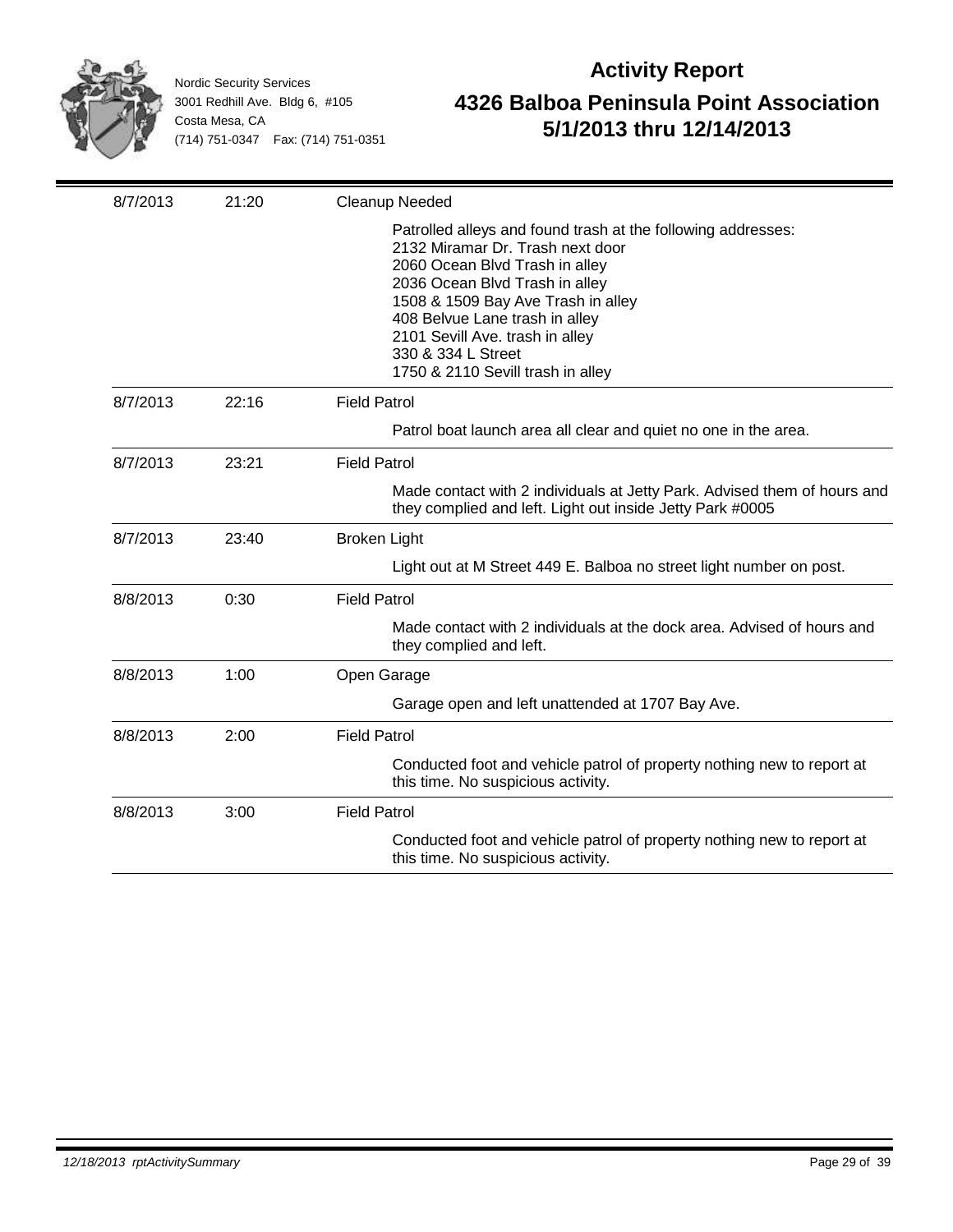Nordic Security Services
3001 Redhill Ave. Bldg 6, #105
Costa Mesa, CA
(714) 751-0347 Fax: (714) 751-0351

# Activity Report

## 4326 Balboa Peninsula Point Association
## 5/1/2013 thru 12/14/2013

| Date | Time | Activity |
|---|---|---|
| 8/7/2013 | 21:20 | Cleanup Needed |
| | | Patrolled alleys and found trash at the following addresses:<br>2132 Miramar Dr. Trash next door<br>2060 Ocean Blvd Trash in alley<br>2036 Ocean Blvd Trash in alley<br>1508 & 1509 Bay Ave Trash in alley<br>408 Belvue Lane trash in alley<br>2101 Sevill Ave. trash in alley<br>330 & 334 L Street<br>1750 & 2110 Sevill trash in alley |
| 8/7/2013 | 22:16 | Field Patrol |
| | | Patrol boat launch area all clear and quiet no one in the area. |
| 8/7/2013 | 23:21 | Field Patrol |
| | | Made contact with 2 individuals at Jetty Park. Advised them of hours and they complied and left. Light out inside Jetty Park #0005 |
| 8/7/2013 | 23:40 | Broken Light |
| | | Light out at M Street 449 E. Balboa no street light number on post. |
| 8/8/2013 | 0:30 | Field Patrol |
| | | Made contact with 2 individuals at the dock area. Advised of hours and they complied and left. |
| 8/8/2013 | 1:00 | Open Garage |
| | | Garage open and left unattended at 1707 Bay Ave. |
| 8/8/2013 | 2:00 | Field Patrol |
| | | Conducted foot and vehicle patrol of property nothing new to report at this time. No suspicious activity. |
| 8/8/2013 | 3:00 | Field Patrol |
| | | Conducted foot and vehicle patrol of property nothing new to report at this time. No suspicious activity. |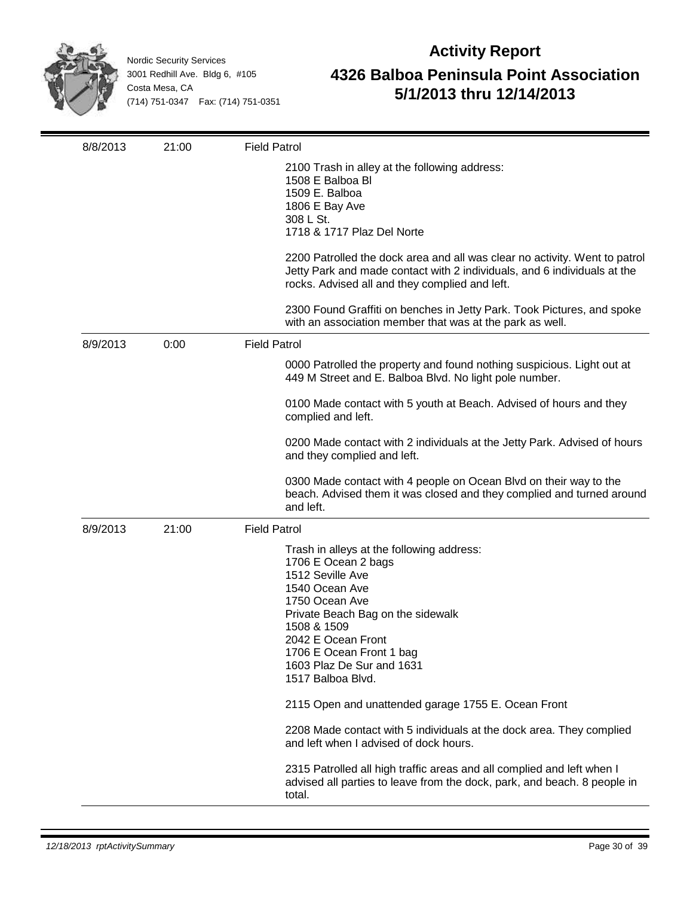Nordic Security Services
3001 Redhill Ave. Bldg 6, #105
Costa Mesa, CA
(714) 751-0347 Fax: (714) 751-0351

# Activity Report
## 4326 Balboa Peninsula Point Association
## 5/1/2013 thru 12/14/2013

| Date | Time | Activity |
|---|---|---|
| 8/8/2013 | 21:00 | Field Patrol |
| | | 2100 Trash in alley at the following address:<br>1508 E Balboa Bl<br>1509 E. Balboa<br>1806 E Bay Ave<br>308 L St.<br>1718 & 1717 Plaz Del Norte<br><br>2200 Patrolled the dock area and all was clear no activity. Went to patrol Jetty Park and made contact with 2 individuals, and 6 individuals at the rocks. Advised all and they complied and left.<br><br>2300 Found Graffiti on benches in Jetty Park. Took Pictures, and spoke with an association member that was at the park as well. |
| 8/9/2013 | 0:00 | Field Patrol |
| | | 0000 Patrolled the property and found nothing suspicious. Light out at 449 M Street and E. Balboa Blvd. No light pole number.<br><br>0100 Made contact with 5 youth at Beach. Advised of hours and they complied and left.<br><br>0200 Made contact with 2 individuals at the Jetty Park. Advised of hours and they complied and left.<br><br>0300 Made contact with 4 people on Ocean Blvd on their way to the beach. Advised them it was closed and they complied and turned around and left. |
| 8/9/2013 | 21:00 | Field Patrol |
| | | Trash in alleys at the following address:<br>1706 E Ocean 2 bags<br>1512 Seville Ave<br>1540 Ocean Ave<br>1750 Ocean Ave<br>Private Beach Bag on the sidewalk<br>1508 & 1509<br>2042 E Ocean Front<br>1706 E Ocean Front 1 bag<br>1603 Plaz De Sur and 1631<br>1517 Balboa Blvd.<br><br>2115 Open and unattended garage 1755 E. Ocean Front<br><br>2208 Made contact with 5 individuals at the dock area. They complied and left when I advised of dock hours.<br><br>2315 Patrolled all high traffic areas and all complied and left when I advised all parties to leave from the dock, park, and beach. 8 people in total. |

12/18/2013 rptActivitySummary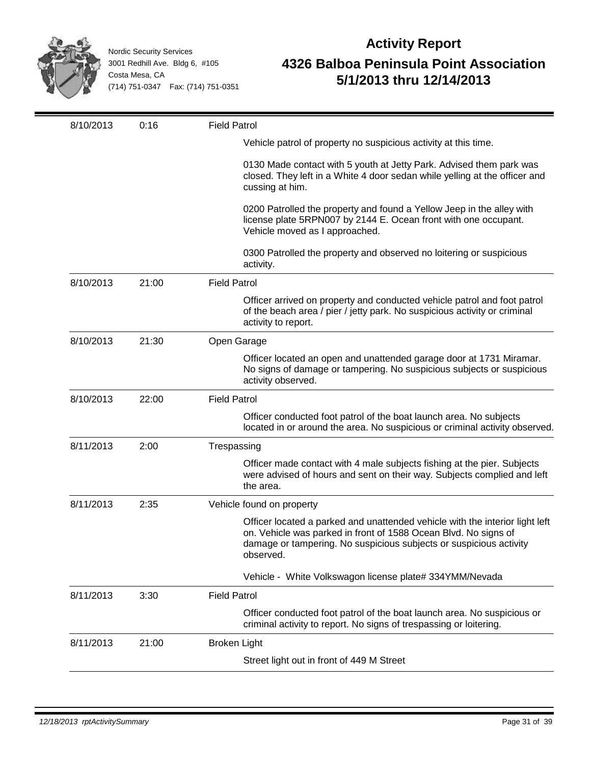Nordic Security Services
3001 Redhill Ave. Bldg 6, #105
Costa Mesa, CA
(714) 751-0347 Fax: (714) 751-0351

# Activity Report

## 4326 Balboa Peninsula Point Association
## 5/1/2013 thru 12/14/2013

| Date | Time | Activity |
|---|---|---|
| 8/10/2013 | 0:16 | **Field Patrol**<br>Vehicle patrol of property no suspicious activity at this time.<br><br>0130 Made contact with 5 youth at Jetty Park. Advised them park was closed. They left in a White 4 door sedan while yelling at the officer and cussing at him.<br><br>0200 Patrolled the property and found a Yellow Jeep in the alley with license plate 5RPN007 by 2144 E. Ocean front with one occupant. Vehicle moved as I approached.<br><br>0300 Patrolled the property and observed no loitering or suspicious activity. |
| 8/10/2013 | 21:00 | **Field Patrol**<br>Officer arrived on property and conducted vehicle patrol and foot patrol of the beach area / pier / jetty park. No suspicious activity or criminal activity to report. |
| 8/10/2013 | 21:30 | **Open Garage**<br>Officer located an open and unattended garage door at 1731 Miramar. No signs of damage or tampering. No suspicious subjects or suspicious activity observed. |
| 8/10/2013 | 22:00 | **Field Patrol**<br>Officer conducted foot patrol of the boat launch area. No subjects located in or around the area. No suspicious or criminal activity observed. |
| 8/11/2013 | 2:00 | **Trespassing**<br>Officer made contact with 4 male subjects fishing at the pier. Subjects were advised of hours and sent on their way. Subjects complied and left the area. |
| 8/11/2013 | 2:35 | **Vehicle found on property**<br>Officer located a parked and unattended vehicle with the interior light left on. Vehicle was parked in front of 1588 Ocean Blvd. No signs of damage or tampering. No suspicious subjects or suspicious activity observed.<br><br>Vehicle - White Volkswagon license plate# 334YMM/Nevada |
| 8/11/2013 | 3:30 | **Field Patrol**<br>Officer conducted foot patrol of the boat launch area. No suspicious or criminal activity to report. No signs of trespassing or loitering. |
| 8/11/2013 | 21:00 | **Broken Light**<br>Street light out in front of 449 M Street |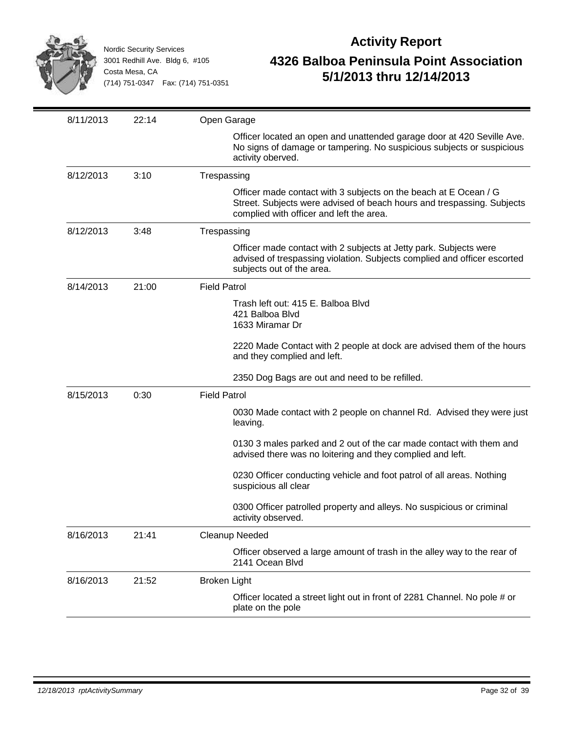Nordic Security Services
3001 Redhill Ave. Bldg 6, #105
Costa Mesa, CA
(714) 751-0347 Fax: (714) 751-0351

# Activity Report

## 4326 Balboa Peninsula Point Association
## 5/1/2013 thru 12/14/2013

| Date | Time | Activity |
|---|---|---|
| 8/11/2013 | 22:14 | **Open Garage**<br><br>Officer located an open and unattended garage door at 420 Seville Ave. No signs of damage or tampering. No suspicious subjects or suspicious activity oberved. |
| 8/12/2013 | 3:10 | **Trespassing**<br><br>Officer made contact with 3 subjects on the beach at E Ocean / G Street. Subjects were advised of beach hours and trespassing. Subjects complied with officer and left the area. |
| 8/12/2013 | 3:48 | **Trespassing**<br><br>Officer made contact with 2 subjects at Jetty park. Subjects were advised of trespassing violation. Subjects complied and officer escorted subjects out of the area. |
| 8/14/2013 | 21:00 | **Field Patrol**<br><br>Trash left out: 415 E. Balboa Blvd<br>421 Balboa Blvd<br>1633 Miramar Dr<br><br>2220 Made Contact with 2 people at dock are advised them of the hours and they complied and left.<br><br>2350 Dog Bags are out and need to be refilled. |
| 8/15/2013 | 0:30 | **Field Patrol**<br><br>0030 Made contact with 2 people on channel Rd. Advised they were just leaving.<br><br>0130 3 males parked and 2 out of the car made contact with them and advised there was no loitering and they complied and left.<br><br>0230 Officer conducting vehicle and foot patrol of all areas. Nothing suspicious all clear<br><br>0300 Officer patrolled property and alleys. No suspicious or criminal activity observed. |
| 8/16/2013 | 21:41 | **Cleanup Needed**<br><br>Officer observed a large amount of trash in the alley way to the rear of 2141 Ocean Blvd |
| 8/16/2013 | 21:52 | **Broken Light**<br><br>Officer located a street light out in front of 2281 Channel. No pole # or plate on the pole |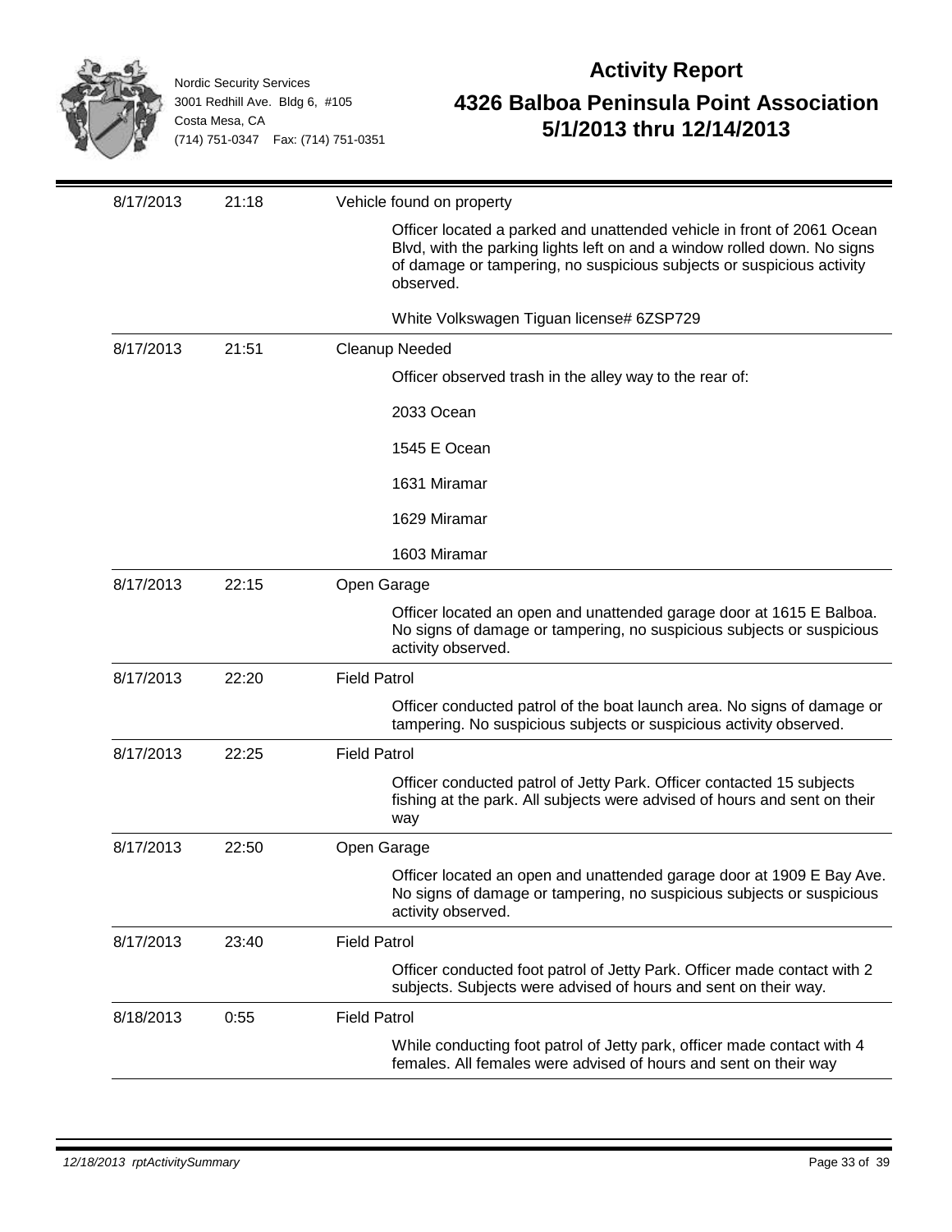| Date | Time | Activity |
|---|---|---|
| 8/17/2013 | 21:18 | Vehicle found on property<br><br>Officer located a parked and unattended vehicle in front of 2061 Ocean Blvd, with the parking lights left on and a window rolled down. No signs of damage or tampering, no suspicious subjects or suspicious activity observed.<br><br>White Volkswagen Tiguan license# 6ZSP729 |
| 8/17/2013 | 21:51 | Cleanup Needed<br><br>Officer observed trash in the alley way to the rear of:<br><br>2033 Ocean<br><br>1545 E Ocean<br><br>1631 Miramar<br><br>1629 Miramar<br><br>1603 Miramar |
| 8/17/2013 | 22:15 | Open Garage<br><br>Officer located an open and unattended garage door at 1615 E Balboa. No signs of damage or tampering, no suspicious subjects or suspicious activity observed. |
| 8/17/2013 | 22:20 | Field Patrol<br><br>Officer conducted patrol of the boat launch area. No signs of damage or tampering. No suspicious subjects or suspicious activity observed. |
| 8/17/2013 | 22:25 | Field Patrol<br><br>Officer conducted patrol of Jetty Park. Officer contacted 15 subjects fishing at the park. All subjects were advised of hours and sent on their way |
| 8/17/2013 | 22:50 | Open Garage<br><br>Officer located an open and unattended garage door at 1909 E Bay Ave. No signs of damage or tampering, no suspicious subjects or suspicious activity observed. |
| 8/17/2013 | 23:40 | Field Patrol<br><br>Officer conducted foot patrol of Jetty Park. Officer made contact with 2 subjects. Subjects were advised of hours and sent on their way. |
| 8/18/2013 | 0:55 | Field Patrol<br><br>While conducting foot patrol of Jetty park, officer made contact with 4 females. All females were advised of hours and sent on their way |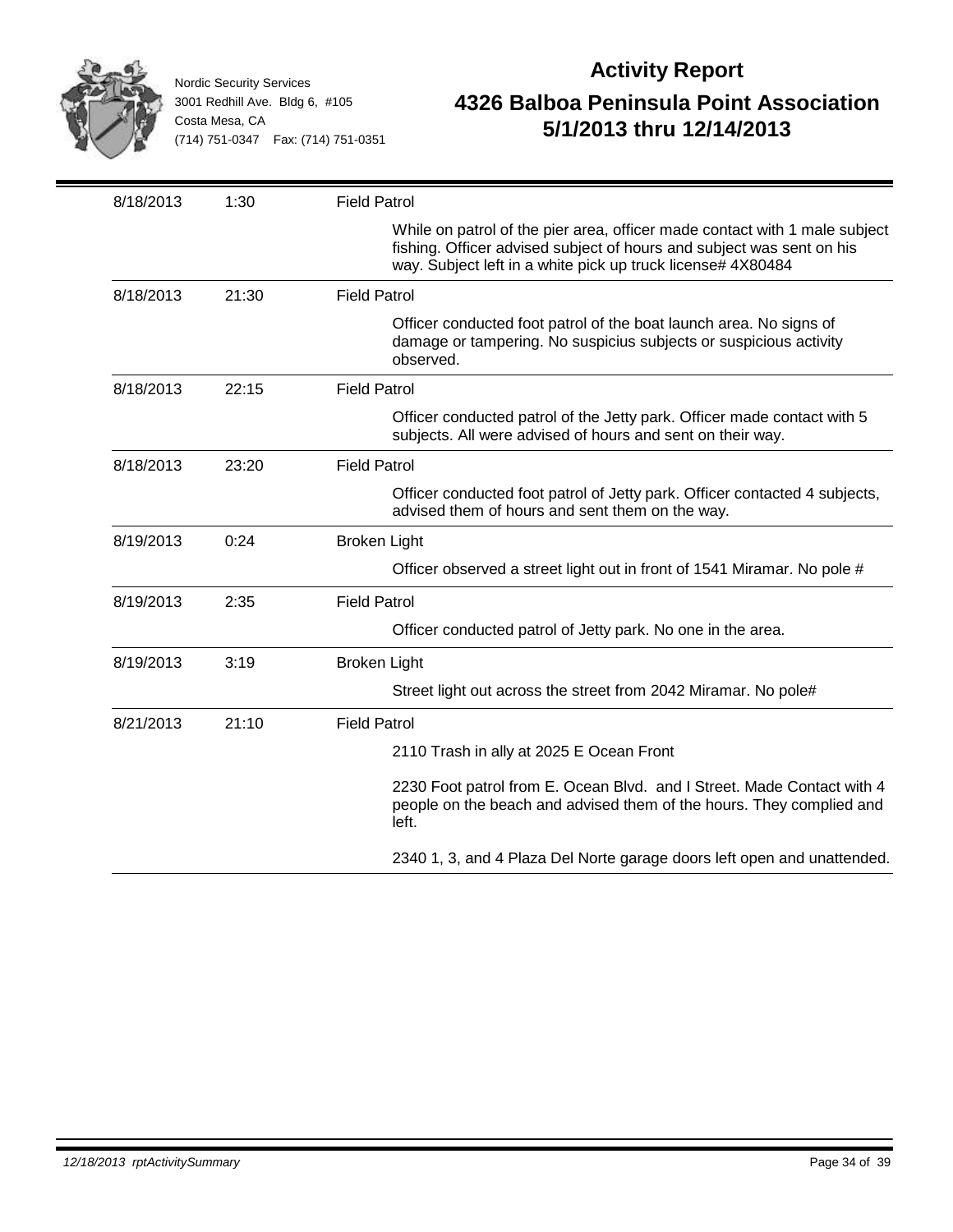Nordic Security Services
3001 Redhill Ave. Bldg 6, #105
Costa Mesa, CA
(714) 751-0347 Fax: (714) 751-0351

# Activity Report

## 4326 Balboa Peninsula Point Association
## 5/1/2013 thru 12/14/2013

| Date | Time | Activity |
|---|---|---|
| 8/18/2013 | 1:30 | Field Patrol<br>While on patrol of the pier area, officer made contact with 1 male subject fishing. Officer advised subject of hours and subject was sent on his way. Subject left in a white pick up truck license# 4X80484 |
| 8/18/2013 | 21:30 | Field Patrol<br>Officer conducted foot patrol of the boat launch area. No signs of damage or tampering. No suspicius subjects or suspicious activity observed. |
| 8/18/2013 | 22:15 | Field Patrol<br>Officer conducted patrol of the Jetty park. Officer made contact with 5 subjects. All were advised of hours and sent on their way. |
| 8/18/2013 | 23:20 | Field Patrol<br>Officer conducted foot patrol of Jetty park. Officer contacted 4 subjects, advised them of hours and sent them on the way. |
| 8/19/2013 | 0:24 | Broken Light<br>Officer observed a street light out in front of 1541 Miramar. No pole # |
| 8/19/2013 | 2:35 | Field Patrol<br>Officer conducted patrol of Jetty park. No one in the area. |
| 8/19/2013 | 3:19 | Broken Light<br>Street light out across the street from 2042 Miramar. No pole# |
| 8/21/2013 | 21:10 | Field Patrol<br>2110 Trash in ally at 2025 E Ocean Front<br>2230 Foot patrol from E. Ocean Blvd. and I Street. Made Contact with 4 people on the beach and advised them of the hours. They complied and left.<br>2340 1, 3, and 4 Plaza Del Norte garage doors left open and unattended. |

*12/18/2013 rptActivitySummary*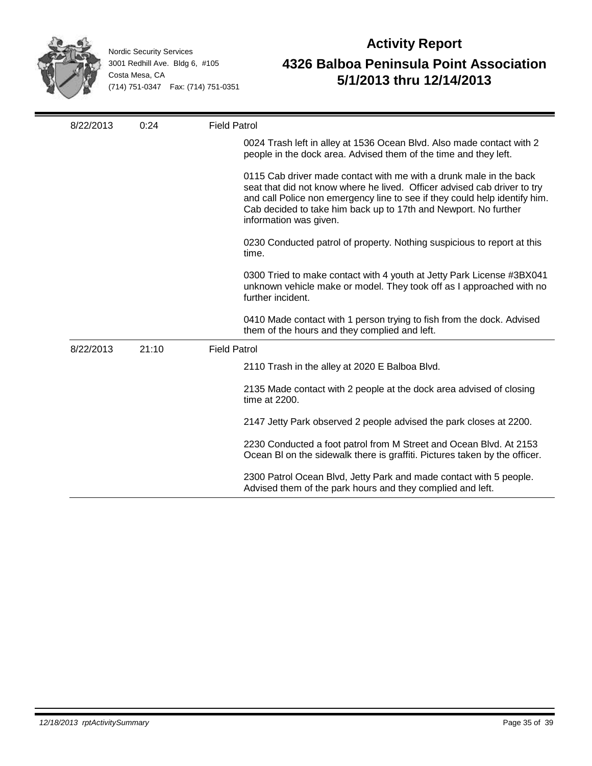Nordic Security Services
3001 Redhill Ave. Bldg 6, #105
Costa Mesa, CA
(714) 751-0347 Fax: (714) 751-0351

# Activity Report

## 4326 Balboa Peninsula Point Association
## 5/1/2013 thru 12/14/2013

| Date | Time | Activity |
|---|---|---|
| 8/22/2013 | 0:24 | Field Patrol |

0024 Trash left in alley at 1536 Ocean Blvd. Also made contact with 2 people in the dock area. Advised them of the time and they left.

0115 Cab driver made contact with me with a drunk male in the back seat that did not know where he lived. Officer advised cab driver to try and call Police non emergency line to see if they could help identify him. Cab decided to take him back up to 17th and Newport. No further information was given.

0230 Conducted patrol of property. Nothing suspicious to report at this time.

0300 Tried to make contact with 4 youth at Jetty Park License #3BX041 unknown vehicle make or model. They took off as I approached with no further incident.

0410 Made contact with 1 person trying to fish from the dock. Advised them of the hours and they complied and left.

| Date | Time | Activity |
|---|---|---|
| 8/22/2013 | 21:10 | Field Patrol |

2110 Trash in the alley at 2020 E Balboa Blvd.

2135 Made contact with 2 people at the dock area advised of closing time at 2200.

2147 Jetty Park observed 2 people advised the park closes at 2200.

2230 Conducted a foot patrol from M Street and Ocean Blvd. At 2153 Ocean Bl on the sidewalk there is graffiti. Pictures taken by the officer.

2300 Patrol Ocean Blvd, Jetty Park and made contact with 5 people. Advised them of the park hours and they complied and left.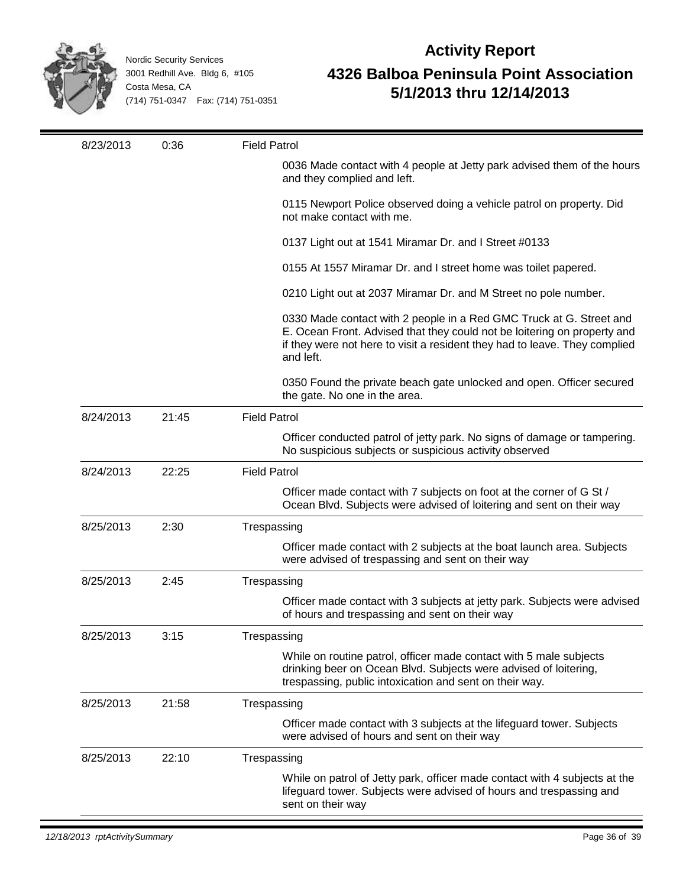Nordic Security Services
3001 Redhill Ave. Bldg 6, #105
Costa Mesa, CA
(714) 751-0347 Fax: (714) 751-0351

# Activity Report

## 4326 Balboa Peninsula Point Association
## 5/1/2013 thru 12/14/2013

| Date | Time | Activity |
|---|---|---|
| 8/23/2013 | 0:36 | **Field Patrol**<br>0036 Made contact with 4 people at Jetty park advised them of the hours and they complied and left.<br>0115 Newport Police observed doing a vehicle patrol on property. Did not make contact with me.<br>0137 Light out at 1541 Miramar Dr. and I Street #0133<br>0155 At 1557 Miramar Dr. and I street home was toilet papered.<br>0210 Light out at 2037 Miramar Dr. and M Street no pole number.<br>0330 Made contact with 2 people in a Red GMC Truck at G. Street and E. Ocean Front. Advised that they could not be loitering on property and if they were not here to visit a resident they had to leave. They complied and left.<br>0350 Found the private beach gate unlocked and open. Officer secured the gate. No one in the area. |
| 8/24/2013 | 21:45 | **Field Patrol**<br>Officer conducted patrol of jetty park. No signs of damage or tampering. No suspicious subjects or suspicious activity observed |
| 8/24/2013 | 22:25 | **Field Patrol**<br>Officer made contact with 7 subjects on foot at the corner of G St / Ocean Blvd. Subjects were advised of loitering and sent on their way |
| 8/25/2013 | 2:30 | **Trespassing**<br>Officer made contact with 2 subjects at the boat launch area. Subjects were advised of trespassing and sent on their way |
| 8/25/2013 | 2:45 | **Trespassing**<br>Officer made contact with 3 subjects at jetty park. Subjects were advised of hours and trespassing and sent on their way |
| 8/25/2013 | 3:15 | **Trespassing**<br>While on routine patrol, officer made contact with 5 male subjects drinking beer on Ocean Blvd. Subjects were advised of loitering, trespassing, public intoxication and sent on their way. |
| 8/25/2013 | 21:58 | **Trespassing**<br>Officer made contact with 3 subjects at the lifeguard tower. Subjects were advised of hours and sent on their way |
| 8/25/2013 | 22:10 | **Trespassing**<br>While on patrol of Jetty park, officer made contact with 4 subjects at the lifeguard tower. Subjects were advised of hours and trespassing and sent on their way |

*12/18/2013 rptActivitySummary*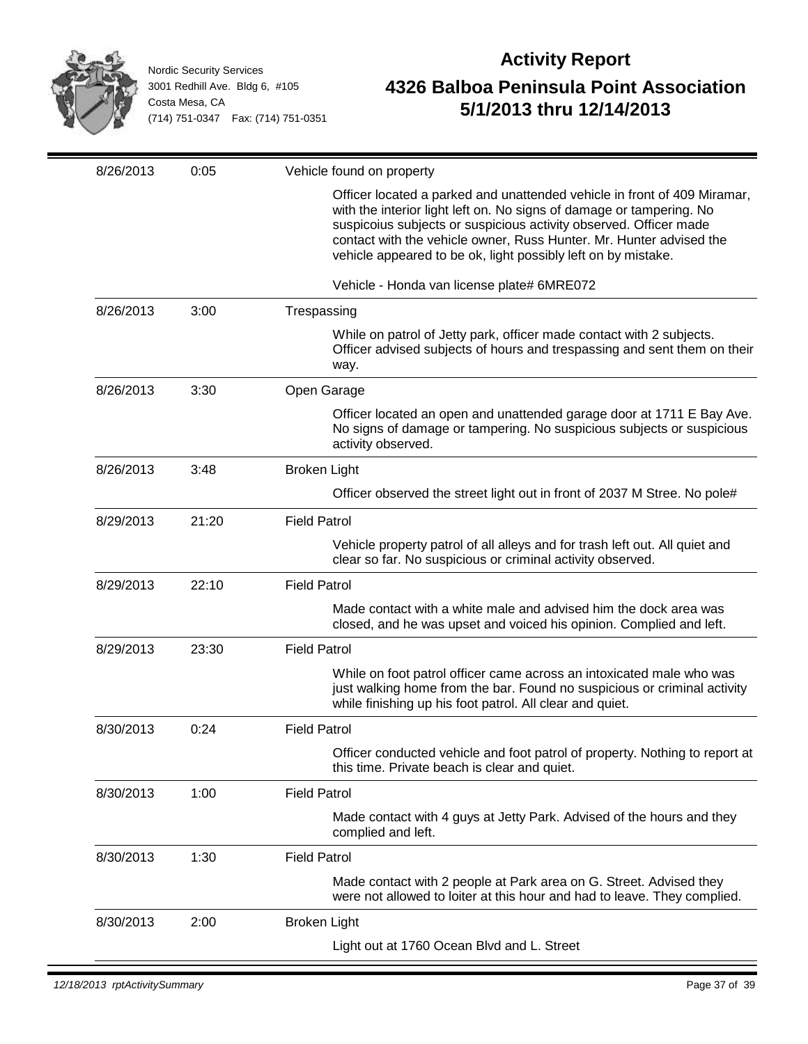Nordic Security Services
3001 Redhill Ave. Bldg 6, #105
Costa Mesa, CA
(714) 751-0347 Fax: (714) 751-0351

# Activity Report

## 4326 Balboa Peninsula Point Association
## 5/1/2013 thru 12/14/2013

| Date | Time | Activity |
|---|---|---|
| 8/26/2013 | 0:05 | Vehicle found on property |
| | | Officer located a parked and unattended vehicle in front of 409 Miramar, with the interior light left on. No signs of damage or tampering. No suspicoius subjects or suspicious activity observed. Officer made contact with the vehicle owner, Russ Hunter. Mr. Hunter advised the vehicle appeared to be ok, light possibly left on by mistake. Vehicle - Honda van license plate# 6MRE072 |
| 8/26/2013 | 3:00 | Trespassing |
| | | While on patrol of Jetty park, officer made contact with 2 subjects. Officer advised subjects of hours and trespassing and sent them on their way. |
| 8/26/2013 | 3:30 | Open Garage |
| | | Officer located an open and unattended garage door at 1711 E Bay Ave. No signs of damage or tampering. No suspicious subjects or suspicious activity observed. |
| 8/26/2013 | 3:48 | Broken Light |
| | | Officer observed the street light out in front of 2037 M Stree. No pole# |
| 8/29/2013 | 21:20 | Field Patrol |
| | | Vehicle property patrol of all alleys and for trash left out. All quiet and clear so far. No suspicious or criminal activity observed. |
| 8/29/2013 | 22:10 | Field Patrol |
| | | Made contact with a white male and advised him the dock area was closed, and he was upset and voiced his opinion. Complied and left. |
| 8/29/2013 | 23:30 | Field Patrol |
| | | While on foot patrol officer came across an intoxicated male who was just walking home from the bar. Found no suspicious or criminal activity while finishing up his foot patrol. All clear and quiet. |
| 8/30/2013 | 0:24 | Field Patrol |
| | | Officer conducted vehicle and foot patrol of property. Nothing to report at this time. Private beach is clear and quiet. |
| 8/30/2013 | 1:00 | Field Patrol |
| | | Made contact with 4 guys at Jetty Park. Advised of the hours and they complied and left. |
| 8/30/2013 | 1:30 | Field Patrol |
| | | Made contact with 2 people at Park area on G. Street. Advised they were not allowed to loiter at this hour and had to leave. They complied. |
| 8/30/2013 | 2:00 | Broken Light |
| | | Light out at 1760 Ocean Blvd and L. Street |

12/18/2013 rptActivitySummary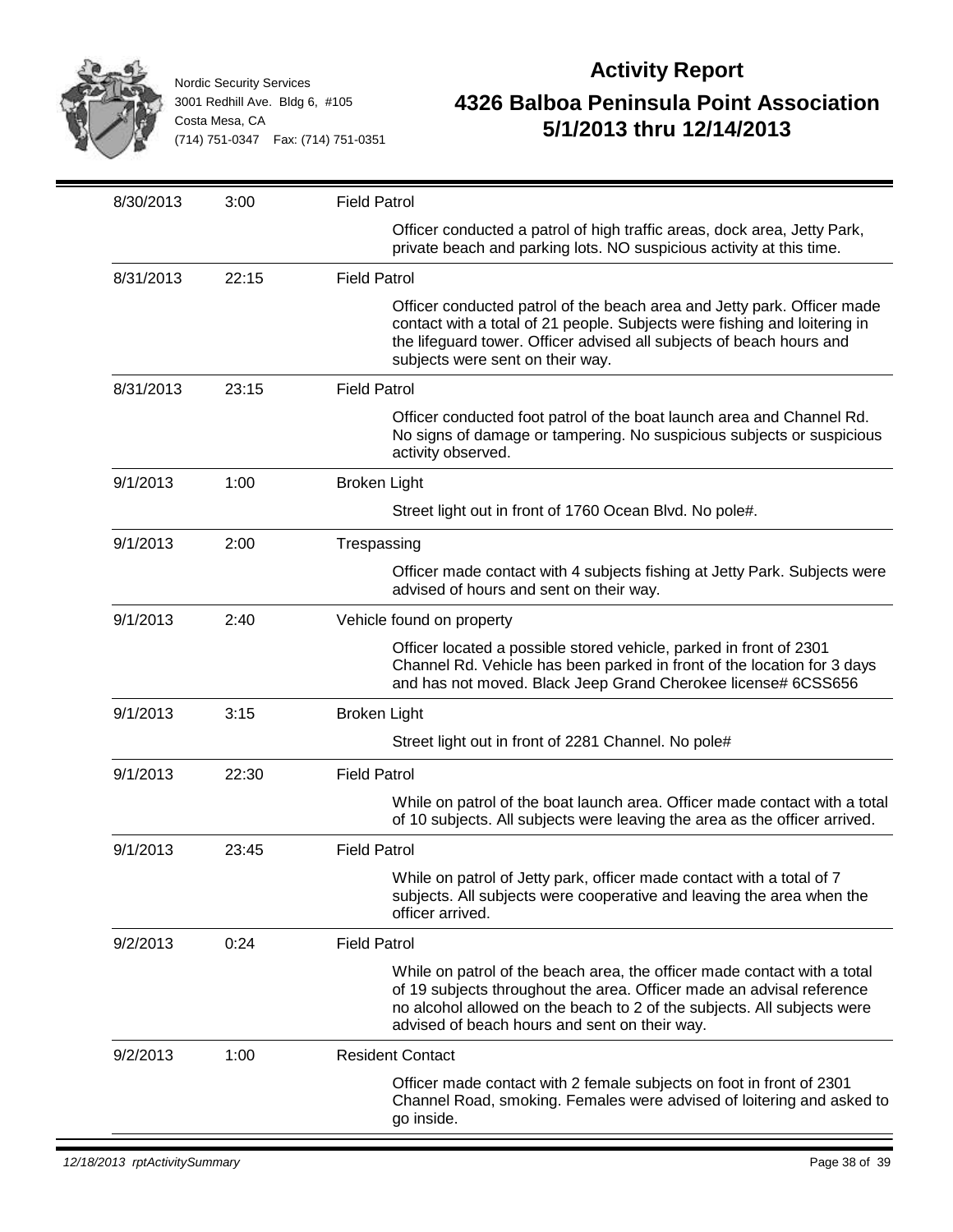Nordic Security Services
3001 Redhill Ave. Bldg 6, #105
Costa Mesa, CA
(714) 751-0347 Fax: (714) 751-0351

# Activity Report

## 4326 Balboa Peninsula Point Association 5/1/2013 thru 12/14/2013

| Date | Time | Activity |
|---|---|---|
| 8/30/2013 | 3:00 | **Field Patrol**<br>Officer conducted a patrol of high traffic areas, dock area, Jetty Park, private beach and parking lots. NO suspicious activity at this time. |
| 8/31/2013 | 22:15 | **Field Patrol**<br>Officer conducted patrol of the beach area and Jetty park. Officer made contact with a total of 21 people. Subjects were fishing and loitering in the lifeguard tower. Officer advised all subjects of beach hours and subjects were sent on their way. |
| 8/31/2013 | 23:15 | **Field Patrol**<br>Officer conducted foot patrol of the boat launch area and Channel Rd. No signs of damage or tampering. No suspicious subjects or suspicious activity observed. |
| 9/1/2013 | 1:00 | **Broken Light**<br>Street light out in front of 1760 Ocean Blvd. No pole#. |
| 9/1/2013 | 2:00 | **Trespassing**<br>Officer made contact with 4 subjects fishing at Jetty Park. Subjects were advised of hours and sent on their way. |
| 9/1/2013 | 2:40 | **Vehicle found on property**<br>Officer located a possible stored vehicle, parked in front of 2301 Channel Rd. Vehicle has been parked in front of the location for 3 days and has not moved. Black Jeep Grand Cherokee license# 6CSS656 |
| 9/1/2013 | 3:15 | **Broken Light**<br>Street light out in front of 2281 Channel. No pole# |
| 9/1/2013 | 22:30 | **Field Patrol**<br>While on patrol of the boat launch area. Officer made contact with a total of 10 subjects. All subjects were leaving the area as the officer arrived. |
| 9/1/2013 | 23:45 | **Field Patrol**<br>While on patrol of Jetty park, officer made contact with a total of 7 subjects. All subjects were cooperative and leaving the area when the officer arrived. |
| 9/2/2013 | 0:24 | **Field Patrol**<br>While on patrol of the beach area, the officer made contact with a total of 19 subjects throughout the area. Officer made an advisal reference no alcohol allowed on the beach to 2 of the subjects. All subjects were advised of beach hours and sent on their way. |
| 9/2/2013 | 1:00 | **Resident Contact**<br>Officer made contact with 2 female subjects on foot in front of 2301 Channel Road, smoking. Females were advised of loitering and asked to go inside. |

*12/18/2013 rptActivitySummary*